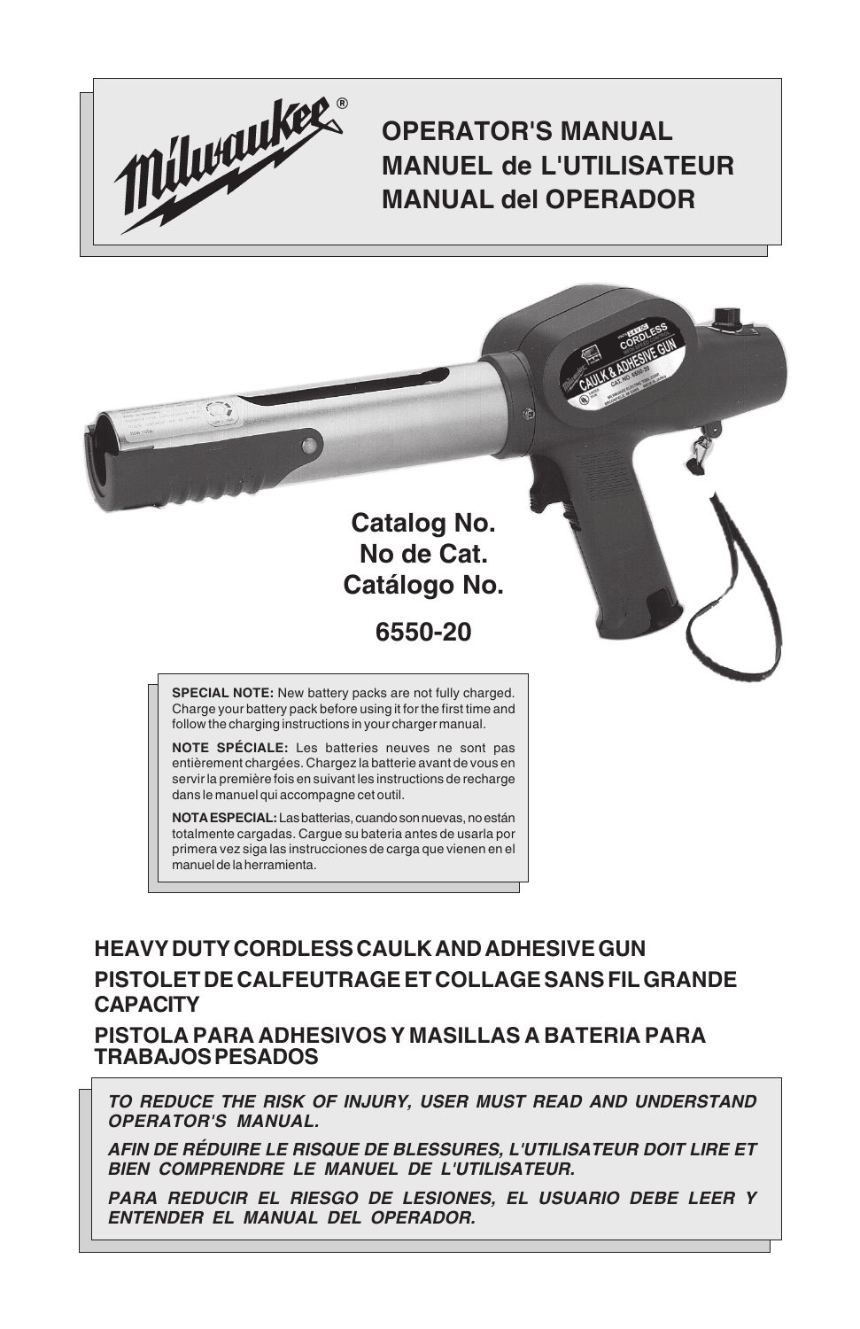# OPERATOR'S MANUAL
# MANUEL de L'UTILISATEUR
# MANUAL del OPERADOR

**Catalog No.**
**No de Cat.**
**Catálogo No.**

**6550-20**

**SPECIAL NOTE:** New battery packs are not fully charged. Charge your battery pack before using it for the first time and follow the charging instructions in your charger manual.

**NOTE SPÉCIALE:** Les batteries neuves ne sont pas entièrement chargées. Chargez la batterie avant de vous en servir la première fois en suivant les instructions de recharge dans le manuel qui accompagne cet outil.

**NOTA ESPECIAL:** Las batterias, cuando son nuevas, no están totalmente cargadas. Cargue su bateria antes de usarla por primera vez siga las instrucciones de carga que vienen en el manuel de la herramienta.

## HEAVY DUTY CORDLESS CAULK AND ADHESIVE GUN

## PISTOLET DE CALFEUTRAGE ET COLLAGE SANS FIL GRANDE CAPACITY

## PISTOLA PARA ADHESIVOS Y MASILLAS A BATERIA PARA TRABAJOS PESADOS

***TO REDUCE THE RISK OF INJURY, USER MUST READ AND UNDERSTAND OPERATOR'S MANUAL.***

***AFIN DE RÉDUIRE LE RISQUE DE BLESSURES, L'UTILISATEUR DOIT LIRE ET BIEN COMPRENDRE LE MANUEL DE L'UTILISATEUR.***

***PARA REDUCIR EL RIESGO DE LESIONES, EL USUARIO DEBE LEER Y ENTENDER EL MANUAL DEL OPERADOR.***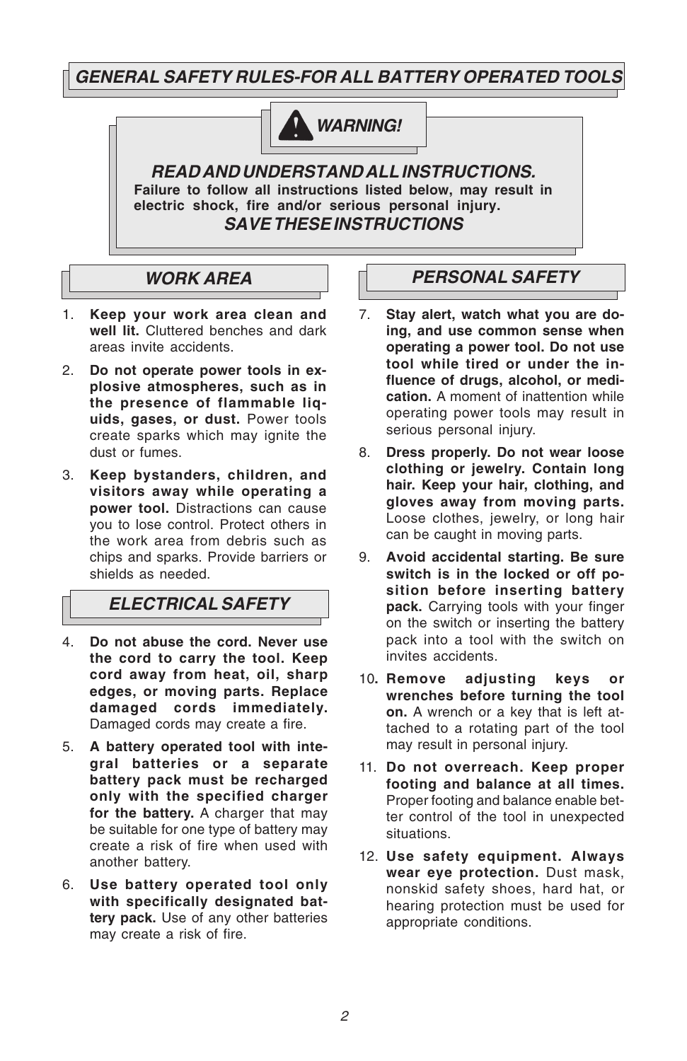# GENERAL SAFETY RULES-FOR ALL BATTERY OPERATED TOOLS

## ⚠ WARNING!

### READ AND UNDERSTAND ALL INSTRUCTIONS.

**Failure to follow all instructions listed below, may result in electric shock, fire and/or serious personal injury.**

### SAVE THESE INSTRUCTIONS

## WORK AREA

1. **Keep your work area clean and well lit.** Cluttered benches and dark areas invite accidents.
2. **Do not operate power tools in explosive atmospheres, such as in the presence of flammable liquids, gases, or dust.** Power tools create sparks which may ignite the dust or fumes.
3. **Keep bystanders, children, and visitors away while operating a power tool.** Distractions can cause you to lose control. Protect others in the work area from debris such as chips and sparks. Provide barriers or shields as needed.

## ELECTRICAL SAFETY

4. **Do not abuse the cord. Never use the cord to carry the tool. Keep cord away from heat, oil, sharp edges, or moving parts. Replace damaged cords immediately.** Damaged cords may create a fire.
5. **A battery operated tool with integral batteries or a separate battery pack must be recharged only with the specified charger for the battery.** A charger that may be suitable for one type of battery may create a risk of fire when used with another battery.
6. **Use battery operated tool only with specifically designated battery pack.** Use of any other batteries may create a risk of fire.

## PERSONAL SAFETY

7. **Stay alert, watch what you are doing, and use common sense when operating a power tool. Do not use tool while tired or under the influence of drugs, alcohol, or medication.** A moment of inattention while operating power tools may result in serious personal injury.
8. **Dress properly. Do not wear loose clothing or jewelry. Contain long hair. Keep your hair, clothing, and gloves away from moving parts.** Loose clothes, jewelry, or long hair can be caught in moving parts.
9. **Avoid accidental starting. Be sure switch is in the locked or off position before inserting battery pack.** Carrying tools with your finger on the switch or inserting the battery pack into a tool with the switch on invites accidents.
10. **Remove adjusting keys or wrenches before turning the tool on.** A wrench or a key that is left attached to a rotating part of the tool may result in personal injury.
11. **Do not overreach. Keep proper footing and balance at all times.** Proper footing and balance enable better control of the tool in unexpected situations.
12. **Use safety equipment. Always wear eye protection.** Dust mask, nonskid safety shoes, hard hat, or hearing protection must be used for appropriate conditions.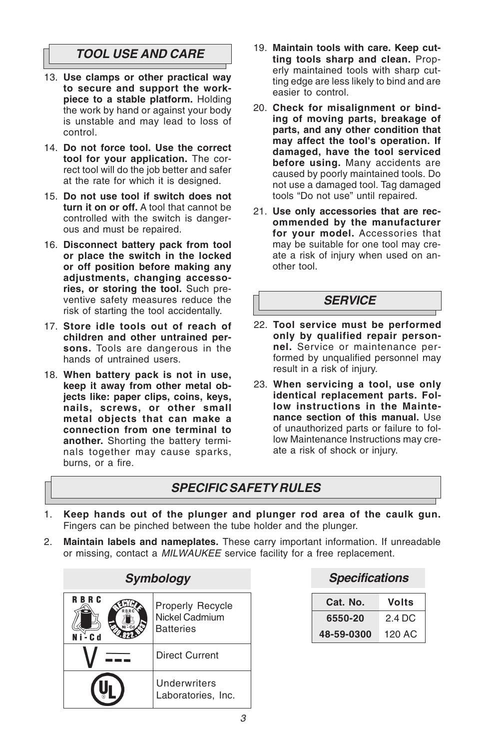## *TOOL USE AND CARE*

13. **Use clamps or other practical way to secure and support the workpiece to a stable platform.** Holding the work by hand or against your body is unstable and may lead to loss of control.

14. **Do not force tool. Use the correct tool for your application.** The correct tool will do the job better and safer at the rate for which it is designed.

15. **Do not use tool if switch does not turn it on or off.** A tool that cannot be controlled with the switch is dangerous and must be repaired.

16. **Disconnect battery pack from tool or place the switch in the locked or off position before making any adjustments, changing accessories, or storing the tool.** Such preventive safety measures reduce the risk of starting the tool accidentally.

17. **Store idle tools out of reach of children and other untrained persons.** Tools are dangerous in the hands of untrained users.

18. **When battery pack is not in use, keep it away from other metal objects like: paper clips, coins, keys, nails, screws, or other small metal objects that can make a connection from one terminal to another.** Shorting the battery terminals together may cause sparks, burns, or a fire.

19. **Maintain tools with care. Keep cutting tools sharp and clean.** Properly maintained tools with sharp cutting edge are less likely to bind and are easier to control.

20. **Check for misalignment or binding of moving parts, breakage of parts, and any other condition that may affect the tool's operation. If damaged, have the tool serviced before using.** Many accidents are caused by poorly maintained tools. Do not use a damaged tool. Tag damaged tools "Do not use" until repaired.

21. **Use only accessories that are recommended by the manufacturer for your model.** Accessories that may be suitable for one tool may create a risk of injury when used on another tool.

## *SERVICE*

22. **Tool service must be performed only by qualified repair personnel.** Service or maintenance performed by unqualified personnel may result in a risk of injury.

23. **When servicing a tool, use only identical replacement parts. Follow instructions in the Maintenance section of this manual.** Use of unauthorized parts or failure to follow Maintenance Instructions may create a risk of shock or injury.

## *SPECIFIC SAFETY RULES*

1. **Keep hands out of the plunger and plunger rod area of the caulk gun.** Fingers can be pinched between the tube holder and the plunger.

2. **Maintain labels and nameplates.** These carry important information. If unreadable or missing, contact a *MILWAUKEE* service facility for a free replacement.

### *Symbology*

| Symbol | Meaning |
|---|---|
| RBRC Ni-Cd RECYCLE 1.800.822.8837 | Properly Recycle Nickel Cadmium Batteries |
| V ⎓ | Direct Current |
| UL | Underwriters Laboratories, Inc. |

### *Specifications*

| Cat. No. | Volts |
|---|---|
| 6550-20 | 2.4 DC |
| 48-59-0300 | 120 AC |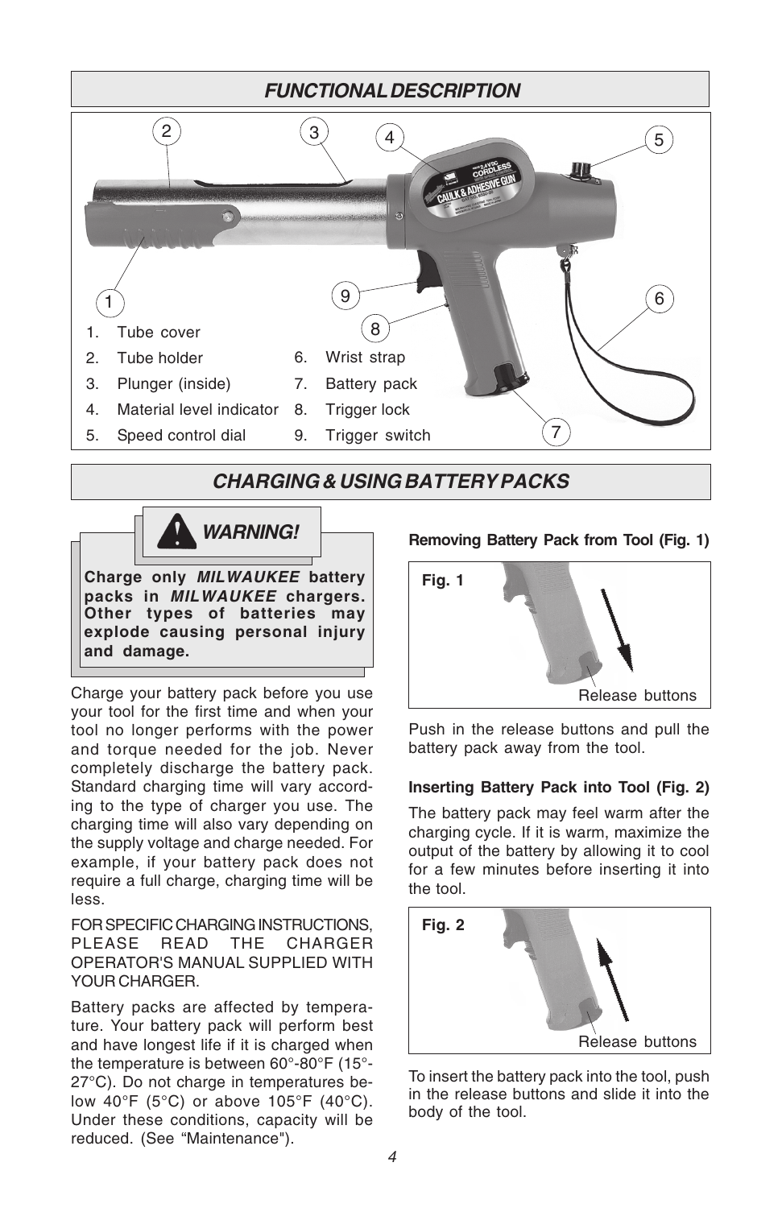## FUNCTIONAL DESCRIPTION

1. Tube cover
2. Tube holder
3. Plunger (inside)
4. Material level indicator
5. Speed control dial
6. Wrist strap
7. Battery pack
8. Trigger lock
9. Trigger switch

## CHARGING & USING BATTERY PACKS

### WARNING!

**Charge only *MILWAUKEE* battery packs in *MILWAUKEE* chargers. Other types of batteries may explode causing personal injury and damage.**

Charge your battery pack before you use your tool for the first time and when your tool no longer performs with the power and torque needed for the job. Never completely discharge the battery pack. Standard charging time will vary according to the type of charger you use. The charging time will also vary depending on the supply voltage and charge needed. For example, if your battery pack does not require a full charge, charging time will be less.

FOR SPECIFIC CHARGING INSTRUCTIONS, PLEASE READ THE CHARGER OPERATOR'S MANUAL SUPPLIED WITH YOUR CHARGER.

Battery packs are affected by temperature. Your battery pack will perform best and have longest life if it is charged when the temperature is between 60°-80°F (15°-27°C). Do not charge in temperatures below 40°F (5°C) or above 105°F (40°C). Under these conditions, capacity will be reduced. (See "Maintenance").

**Removing Battery Pack from Tool (Fig. 1)**

Fig. 1

Release buttons

Push in the release buttons and pull the battery pack away from the tool.

**Inserting Battery Pack into Tool (Fig. 2)**

The battery pack may feel warm after the charging cycle. If it is warm, maximize the output of the battery by allowing it to cool for a few minutes before inserting it into the tool.

Fig. 2

Release buttons

To insert the battery pack into the tool, push in the release buttons and slide it into the body of the tool.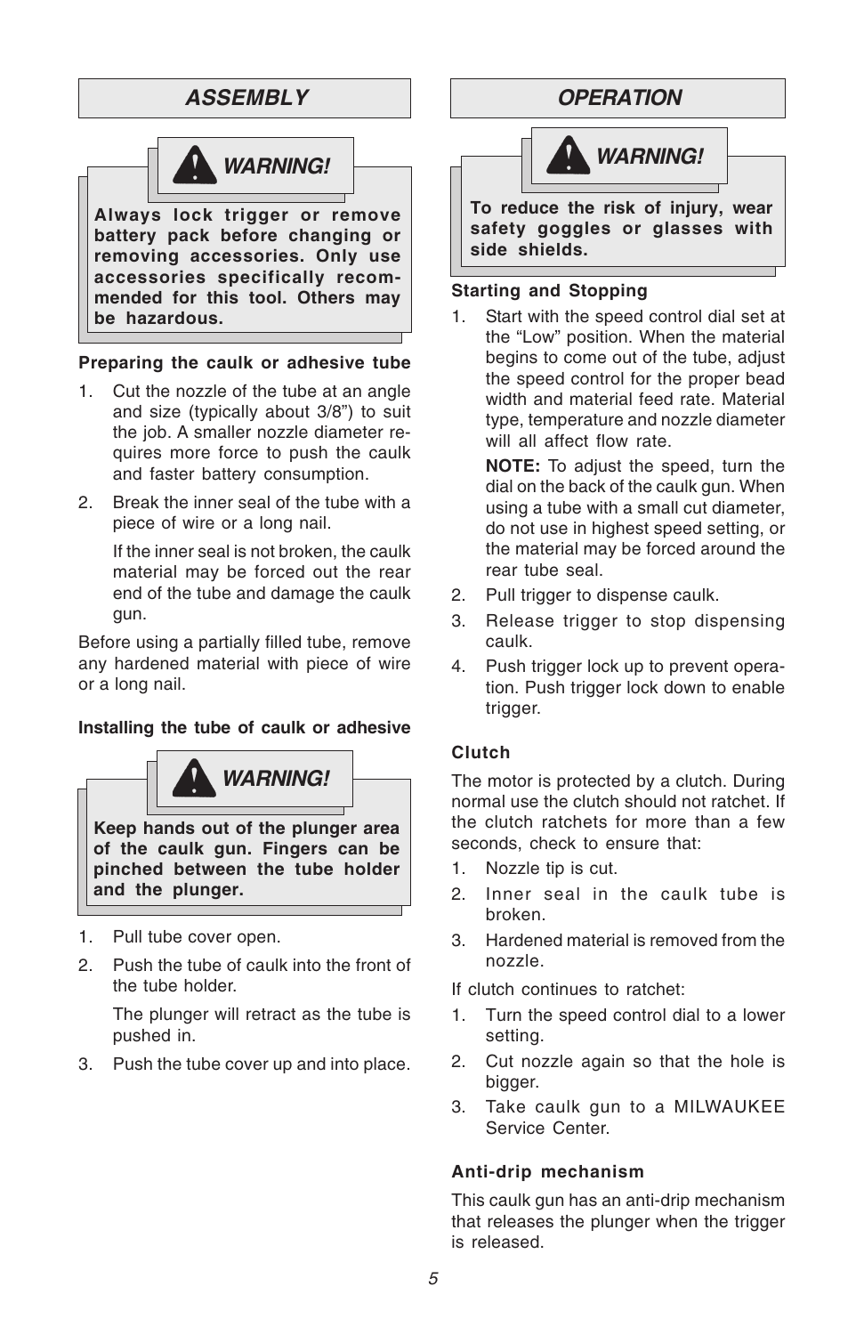## *ASSEMBLY*

### *WARNING!*

**Always lock trigger or remove battery pack before changing or removing accessories. Only use accessories specifically recommended for this tool. Others may be hazardous.**

**Preparing the caulk or adhesive tube**

1. Cut the nozzle of the tube at an angle and size (typically about 3/8") to suit the job. A smaller nozzle diameter requires more force to push the caulk and faster battery consumption.
2. Break the inner seal of the tube with a piece of wire or a long nail.

   If the inner seal is not broken, the caulk material may be forced out the rear end of the tube and damage the caulk gun.

Before using a partially filled tube, remove any hardened material with piece of wire or a long nail.

**Installing the tube of caulk or adhesive**

### *WARNING!*

**Keep hands out of the plunger area of the caulk gun. Fingers can be pinched between the tube holder and the plunger.**

1. Pull tube cover open.
2. Push the tube of caulk into the front of the tube holder.

   The plunger will retract as the tube is pushed in.
3. Push the tube cover up and into place.

## *OPERATION*

### *WARNING!*

**To reduce the risk of injury, wear safety goggles or glasses with side shields.**

**Starting and Stopping**

1. Start with the speed control dial set at the "Low" position. When the material begins to come out of the tube, adjust the speed control for the proper bead width and material feed rate. Material type, temperature and nozzle diameter will all affect flow rate.

   **NOTE:** To adjust the speed, turn the dial on the back of the caulk gun. When using a tube with a small cut diameter, do not use in highest speed setting, or the material may be forced around the rear tube seal.
2. Pull trigger to dispense caulk.
3. Release trigger to stop dispensing caulk.
4. Push trigger lock up to prevent operation. Push trigger lock down to enable trigger.

**Clutch**

The motor is protected by a clutch. During normal use the clutch should not ratchet. If the clutch ratchets for more than a few seconds, check to ensure that:

1. Nozzle tip is cut.
2. Inner seal in the caulk tube is broken.
3. Hardened material is removed from the nozzle.

If clutch continues to ratchet:

1. Turn the speed control dial to a lower setting.
2. Cut nozzle again so that the hole is bigger.
3. Take caulk gun to a MILWAUKEE Service Center.

**Anti-drip mechanism**

This caulk gun has an anti-drip mechanism that releases the plunger when the trigger is released.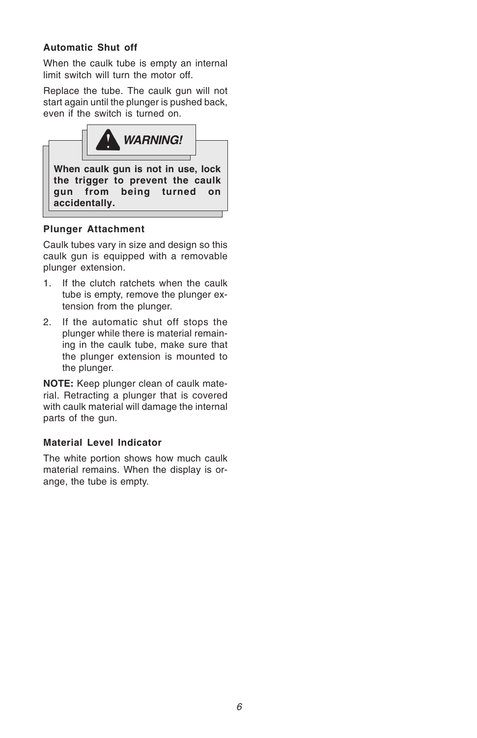### Automatic Shut off

When the caulk tube is empty an internal limit switch will turn the motor off.

Replace the tube. The caulk gun will not start again until the plunger is pushed back, even if the switch is turned on.

> **WARNING!**
>
> **When caulk gun is not in use, lock the trigger to prevent the caulk gun from being turned on accidentally.**

### Plunger Attachment

Caulk tubes vary in size and design so this caulk gun is equipped with a removable plunger extension.

1. If the clutch ratchets when the caulk tube is empty, remove the plunger extension from the plunger.
2. If the automatic shut off stops the plunger while there is material remaining in the caulk tube, make sure that the plunger extension is mounted to the plunger.

**NOTE:** Keep plunger clean of caulk material. Retracting a plunger that is covered with caulk material will damage the internal parts of the gun.

### Material Level Indicator

The white portion shows how much caulk material remains. When the display is orange, the tube is empty.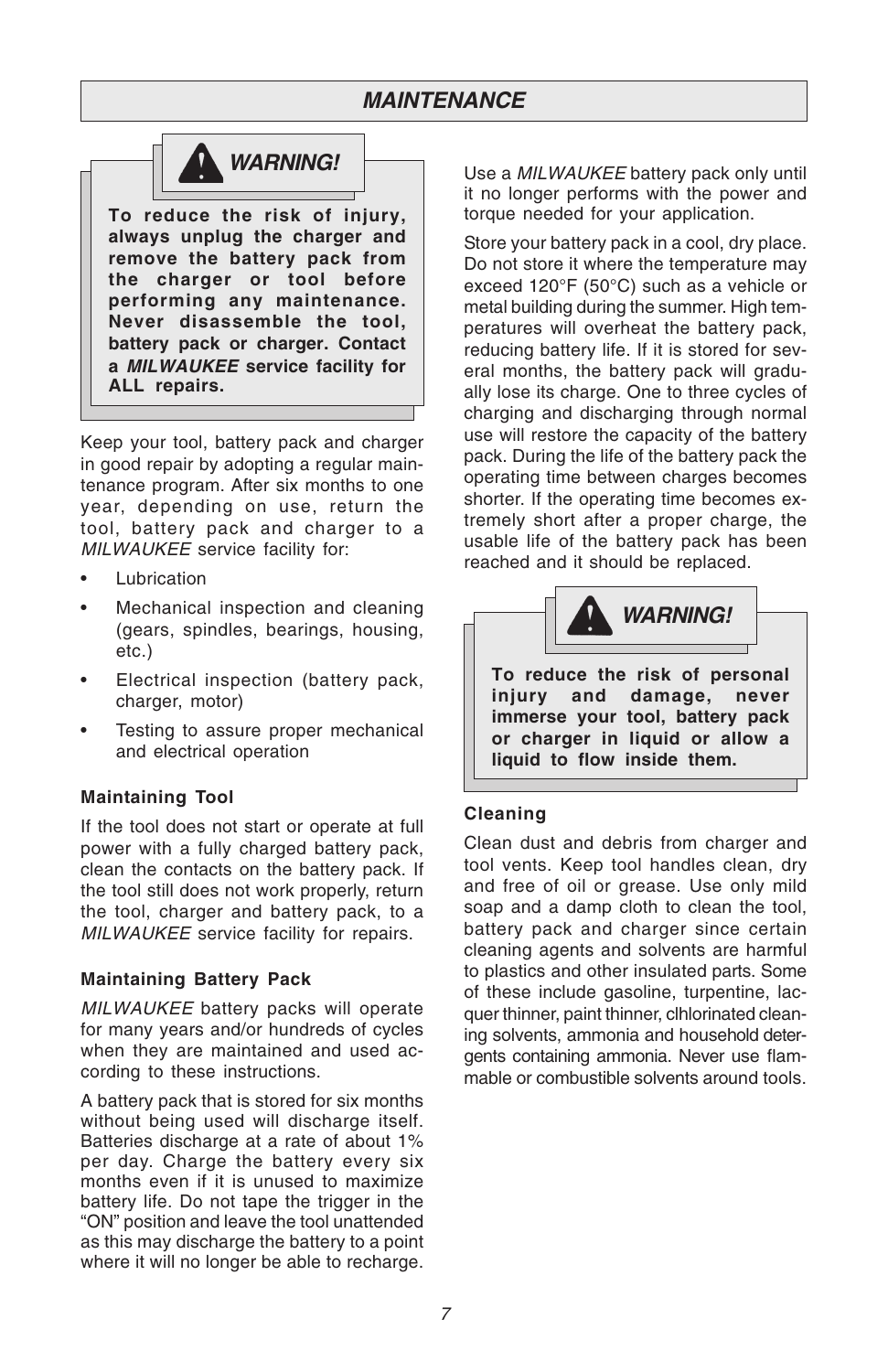# MAINTENANCE

## ⚠ WARNING!

**To reduce the risk of injury, always unplug the charger and remove the battery pack from the charger or tool before performing any maintenance. Never disassemble the tool, battery pack or charger. Contact a *MILWAUKEE* service facility for ALL repairs.**

Keep your tool, battery pack and charger in good repair by adopting a regular maintenance program. After six months to one year, depending on use, return the tool, battery pack and charger to a *MILWAUKEE* service facility for:

- Lubrication
- Mechanical inspection and cleaning (gears, spindles, bearings, housing, etc.)
- Electrical inspection (battery pack, charger, motor)
- Testing to assure proper mechanical and electrical operation

### Maintaining Tool

If the tool does not start or operate at full power with a fully charged battery pack, clean the contacts on the battery pack. If the tool still does not work properly, return the tool, charger and battery pack, to a *MILWAUKEE* service facility for repairs.

### Maintaining Battery Pack

*MILWAUKEE* battery packs will operate for many years and/or hundreds of cycles when they are maintained and used according to these instructions.

A battery pack that is stored for six months without being used will discharge itself. Batteries discharge at a rate of about 1% per day. Charge the battery every six months even if it is unused to maximize battery life. Do not tape the trigger in the "ON" position and leave the tool unattended as this may discharge the battery to a point where it will no longer be able to recharge.

Use a *MILWAUKEE* battery pack only until it no longer performs with the power and torque needed for your application.

Store your battery pack in a cool, dry place. Do not store it where the temperature may exceed 120°F (50°C) such as a vehicle or metal building during the summer. High temperatures will overheat the battery pack, reducing battery life. If it is stored for several months, the battery pack will gradually lose its charge. One to three cycles of charging and discharging through normal use will restore the capacity of the battery pack. During the life of the battery pack the operating time between charges becomes shorter. If the operating time becomes extremely short after a proper charge, the usable life of the battery pack has been reached and it should be replaced.

## ⚠ WARNING!

**To reduce the risk of personal injury and damage, never immerse your tool, battery pack or charger in liquid or allow a liquid to flow inside them.**

### Cleaning

Clean dust and debris from charger and tool vents. Keep tool handles clean, dry and free of oil or grease. Use only mild soap and a damp cloth to clean the tool, battery pack and charger since certain cleaning agents and solvents are harmful to plastics and other insulated parts. Some of these include gasoline, turpentine, lacquer thinner, paint thinner, clhlorinated cleaning solvents, ammonia and household detergents containing ammonia. Never use flammable or combustible solvents around tools.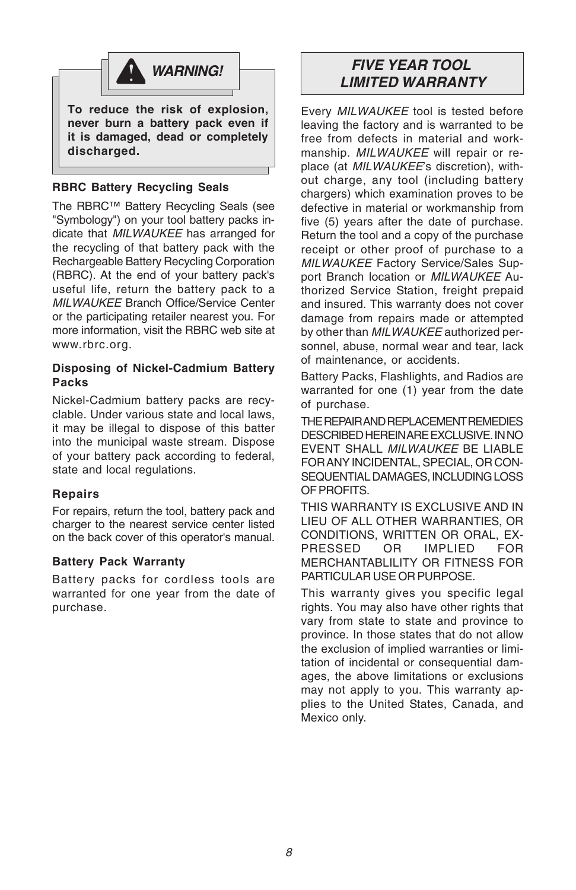## WARNING!

**To reduce the risk of explosion, never burn a battery pack even if it is damaged, dead or completely discharged.**

### RBRC Battery Recycling Seals

The RBRC™ Battery Recycling Seals (see "Symbology") on your tool battery packs indicate that *MILWAUKEE* has arranged for the recycling of that battery pack with the Rechargeable Battery Recycling Corporation (RBRC). At the end of your battery pack's useful life, return the battery pack to a *MILWAUKEE* Branch Office/Service Center or the participating retailer nearest you. For more information, visit the RBRC web site at www.rbrc.org.

### Disposing of Nickel-Cadmium Battery Packs

Nickel-Cadmium battery packs are recyclable. Under various state and local laws, it may be illegal to dispose of this batter into the municipal waste stream. Dispose of your battery pack according to federal, state and local regulations.

### Repairs

For repairs, return the tool, battery pack and charger to the nearest service center listed on the back cover of this operator's manual.

### Battery Pack Warranty

Battery packs for cordless tools are warranted for one year from the date of purchase.

## FIVE YEAR TOOL LIMITED WARRANTY

Every *MILWAUKEE* tool is tested before leaving the factory and is warranted to be free from defects in material and workmanship. *MILWAUKEE* will repair or replace (at *MILWAUKEE*'s discretion), without charge, any tool (including battery chargers) which examination proves to be defective in material or workmanship from five (5) years after the date of purchase. Return the tool and a copy of the purchase receipt or other proof of purchase to a *MILWAUKEE* Factory Service/Sales Support Branch location or *MILWAUKEE* Authorized Service Station, freight prepaid and insured. This warranty does not cover damage from repairs made or attempted by other than *MILWAUKEE* authorized personnel, abuse, normal wear and tear, lack of maintenance, or accidents.

Battery Packs, Flashlights, and Radios are warranted for one (1) year from the date of purchase.

THE REPAIR AND REPLACEMENT REMEDIES DESCRIBED HEREIN ARE EXCLUSIVE. IN NO EVENT SHALL *MILWAUKEE* BE LIABLE FOR ANY INCIDENTAL, SPECIAL, OR CONSEQUENTIAL DAMAGES, INCLUDING LOSS OF PROFITS.

THIS WARRANTY IS EXCLUSIVE AND IN LIEU OF ALL OTHER WARRANTIES, OR CONDITIONS, WRITTEN OR ORAL, EXPRESSED OR IMPLIED FOR MERCHANTABLILITY OR FITNESS FOR PARTICULAR USE OR PURPOSE.

This warranty gives you specific legal rights. You may also have other rights that vary from state to state and province to province. In those states that do not allow the exclusion of implied warranties or limitation of incidental or consequential damages, the above limitations or exclusions may not apply to you. This warranty applies to the United States, Canada, and Mexico only.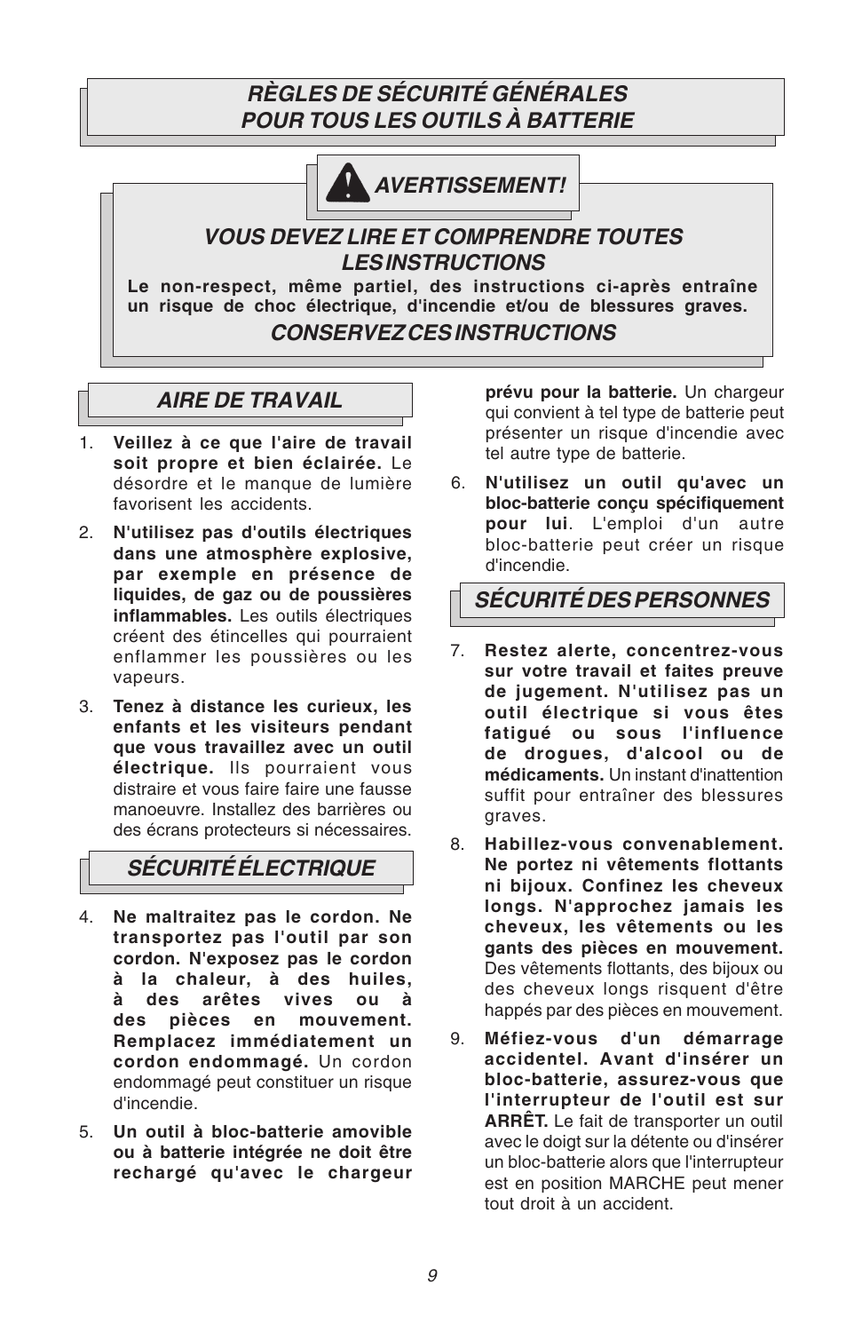## RÈGLES DE SÉCURITÉ GÉNÉRALES POUR TOUS LES OUTILS À BATTERIE

### AVERTISSEMENT!

### VOUS DEVEZ LIRE ET COMPRENDRE TOUTES LES INSTRUCTIONS

**Le non-respect, même partiel, des instructions ci-après entraîne un risque de choc électrique, d'incendie et/ou de blessures graves.**

### CONSERVEZ CES INSTRUCTIONS

### AIRE DE TRAVAIL

1. **Veillez à ce que l'aire de travail soit propre et bien éclairée.** Le désordre et le manque de lumière favorisent les accidents.
2. **N'utilisez pas d'outils électriques dans une atmosphère explosive, par exemple en présence de liquides, de gaz ou de poussières inflammables.** Les outils électriques créent des étincelles qui pourraient enflammer les poussières ou les vapeurs.
3. **Tenez à distance les curieux, les enfants et les visiteurs pendant que vous travaillez avec un outil électrique.** Ils pourraient vous distraire et vous faire faire une fausse manoeuvre. Installez des barrières ou des écrans protecteurs si nécessaires.

### SÉCURITÉ ÉLECTRIQUE

4. **Ne maltraitez pas le cordon. Ne transportez pas l'outil par son cordon. N'exposez pas le cordon à la chaleur, à des huiles, à des arêtes vives ou à des pièces en mouvement. Remplacez immédiatement un cordon endommagé.** Un cordon endommagé peut constituer un risque d'incendie.
5. **Un outil à bloc-batterie amovible ou à batterie intégrée ne doit être rechargé qu'avec le chargeur prévu pour la batterie.** Un chargeur qui convient à tel type de batterie peut présenter un risque d'incendie avec tel autre type de batterie.
6. **N'utilisez un outil qu'avec un bloc-batterie conçu spécifiquement pour lui**. L'emploi d'un autre bloc-batterie peut créer un risque d'incendie.

### SÉCURITÉ DES PERSONNES

7. **Restez alerte, concentrez-vous sur votre travail et faites preuve de jugement. N'utilisez pas un outil électrique si vous êtes fatigué ou sous l'influence de drogues, d'alcool ou de médicaments.** Un instant d'inattention suffit pour entraîner des blessures graves.
8. **Habillez-vous convenablement. Ne portez ni vêtements flottants ni bijoux. Confinez les cheveux longs. N'approchez jamais les cheveux, les vêtements ou les gants des pièces en mouvement.** Des vêtements flottants, des bijoux ou des cheveux longs risquent d'être happés par des pièces en mouvement.
9. **Méfiez-vous d'un démarrage accidentel. Avant d'insérer un bloc-batterie, assurez-vous que l'interrupteur de l'outil est sur ARRÊT.** Le fait de transporter un outil avec le doigt sur la détente ou d'insérer un bloc-batterie alors que l'interrupteur est en position MARCHE peut mener tout droit à un accident.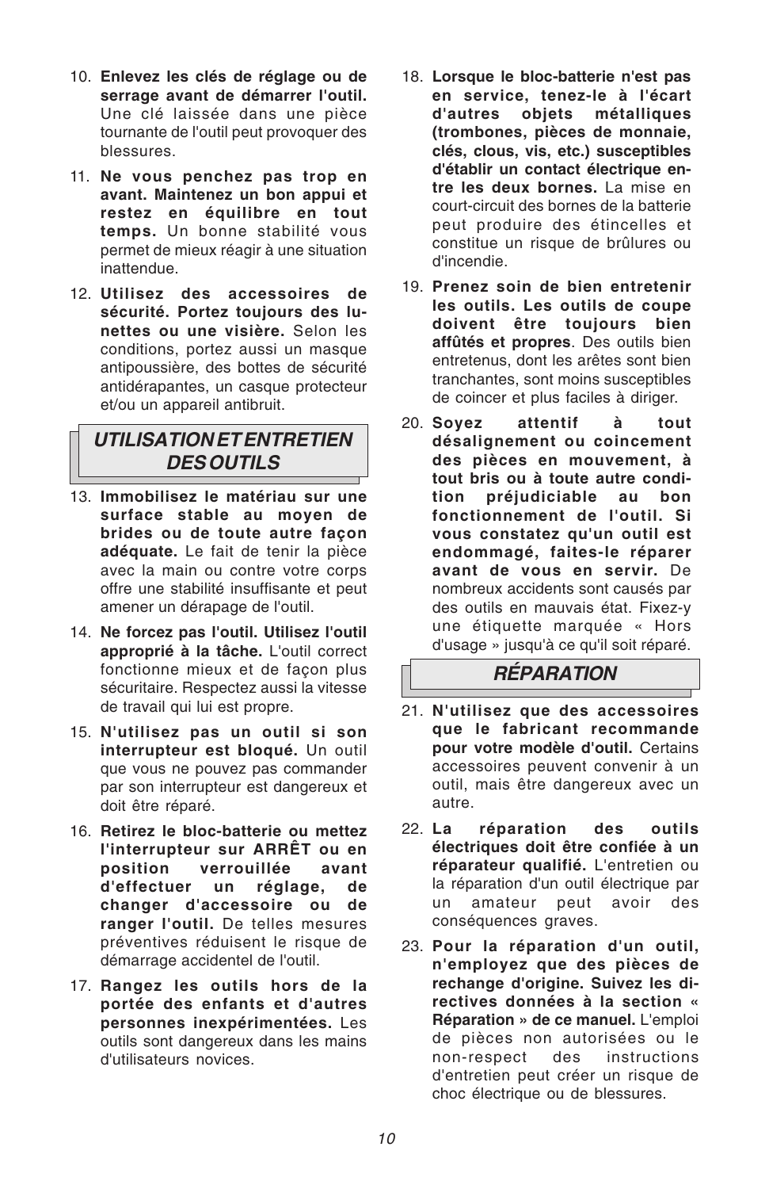10. **Enlevez les clés de réglage ou de serrage avant de démarrer l'outil.** Une clé laissée dans une pièce tournante de l'outil peut provoquer des blessures.

11. **Ne vous penchez pas trop en avant. Maintenez un bon appui et restez en équilibre en tout temps.** Un bonne stabilité vous permet de mieux réagir à une situation inattendue.

12. **Utilisez des accessoires de sécurité. Portez toujours des lunettes ou une visière.** Selon les conditions, portez aussi un masque antipoussière, des bottes de sécurité antidérapantes, un casque protecteur et/ou un appareil antibruit.

## *UTILISATION ET ENTRETIEN DES OUTILS*

13. **Immobilisez le matériau sur une surface stable au moyen de brides ou de toute autre façon adéquate.** Le fait de tenir la pièce avec la main ou contre votre corps offre une stabilité insuffisante et peut amener un dérapage de l'outil.

14. **Ne forcez pas l'outil. Utilisez l'outil approprié à la tâche.** L'outil correct fonctionne mieux et de façon plus sécuritaire. Respectez aussi la vitesse de travail qui lui est propre.

15. **N'utilisez pas un outil si son interrupteur est bloqué.** Un outil que vous ne pouvez pas commander par son interrupteur est dangereux et doit être réparé.

16. **Retirez le bloc-batterie ou mettez l'interrupteur sur ARRÊT ou en position verrouillée avant d'effectuer un réglage, de changer d'accessoire ou de ranger l'outil.** De telles mesures préventives réduisent le risque de démarrage accidentel de l'outil.

17. **Rangez les outils hors de la portée des enfants et d'autres personnes inexpérimentées.** Les outils sont dangereux dans les mains d'utilisateurs novices.

18. **Lorsque le bloc-batterie n'est pas en service, tenez-le à l'écart d'autres objets métalliques (trombones, pièces de monnaie, clés, clous, vis, etc.) susceptibles d'établir un contact électrique entre les deux bornes.** La mise en court-circuit des bornes de la batterie peut produire des étincelles et constitue un risque de brûlures ou d'incendie.

19. **Prenez soin de bien entretenir les outils. Les outils de coupe doivent être toujours bien affûtés et propres**. Des outils bien entretenus, dont les arêtes sont bien tranchantes, sont moins susceptibles de coincer et plus faciles à diriger.

20. **Soyez attentif à tout désalignement ou coincement des pièces en mouvement, à tout bris ou à toute autre condition préjudiciable au bon fonctionnement de l'outil. Si vous constatez qu'un outil est endommagé, faites-le réparer avant de vous en servir.** De nombreux accidents sont causés par des outils en mauvais état. Fixez-y une étiquette marquée « Hors d'usage » jusqu'à ce qu'il soit réparé.

## *RÉPARATION*

21. **N'utilisez que des accessoires que le fabricant recommande pour votre modèle d'outil.** Certains accessoires peuvent convenir à un outil, mais être dangereux avec un autre.

22. **La réparation des outils électriques doit être confiée à un réparateur qualifié.** L'entretien ou la réparation d'un outil électrique par un amateur peut avoir des conséquences graves.

23. **Pour la réparation d'un outil, n'employez que des pièces de rechange d'origine. Suivez les directives données à la section « Réparation » de ce manuel.** L'emploi de pièces non autorisées ou le non-respect des instructions d'entretien peut créer un risque de choc électrique ou de blessures.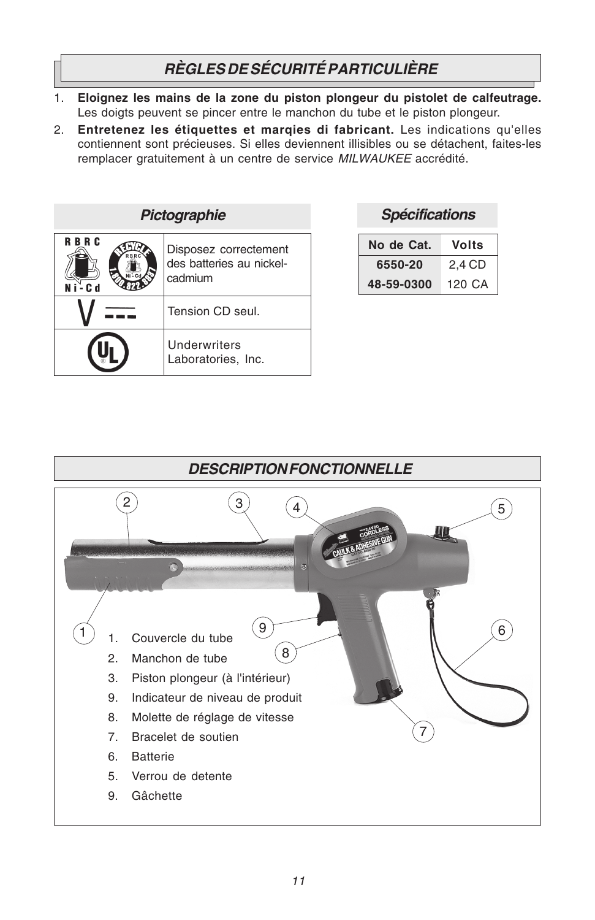## RÈGLES DE SÉCURITÉ PARTICULIÈRE

1. **Eloignez les mains de la zone du piston plongeur du pistolet de calfeutrage.** Les doigts peuvent se pincer entre le manchon du tube et le piston plongeur.
2. **Entretenez les étiquettes et marqies di fabricant.** Les indications qu'elles contiennent sont précieuses. Si elles deviennent illisibles ou se détachent, faites-les remplacer gratuitement à un centre de service *MILWAUKEE* accrédité.

### Pictographie

| | |
|---|---|
| RBRC Ni-Cd / RECYCLE 1.800.822.8837 | Disposez correctement des batteries au nickel-cadmium |
| V ⎓ | Tension CD seul. |
| UL | Underwriters Laboratories, Inc. |

### Spécifications

| No de Cat. | Volts |
|---|---|
| 6550-20 | 2,4 CD |
| 48-59-0300 | 120 CA |

## DESCRIPTION FONCTIONNELLE

1. Couvercle du tube
2. Manchon de tube
3. Piston plongeur (à l'intérieur)
9. Indicateur de niveau de produit
8. Molette de réglage de vitesse
7. Bracelet de soutien
6. Batterie
5. Verrou de detente
9. Gâchette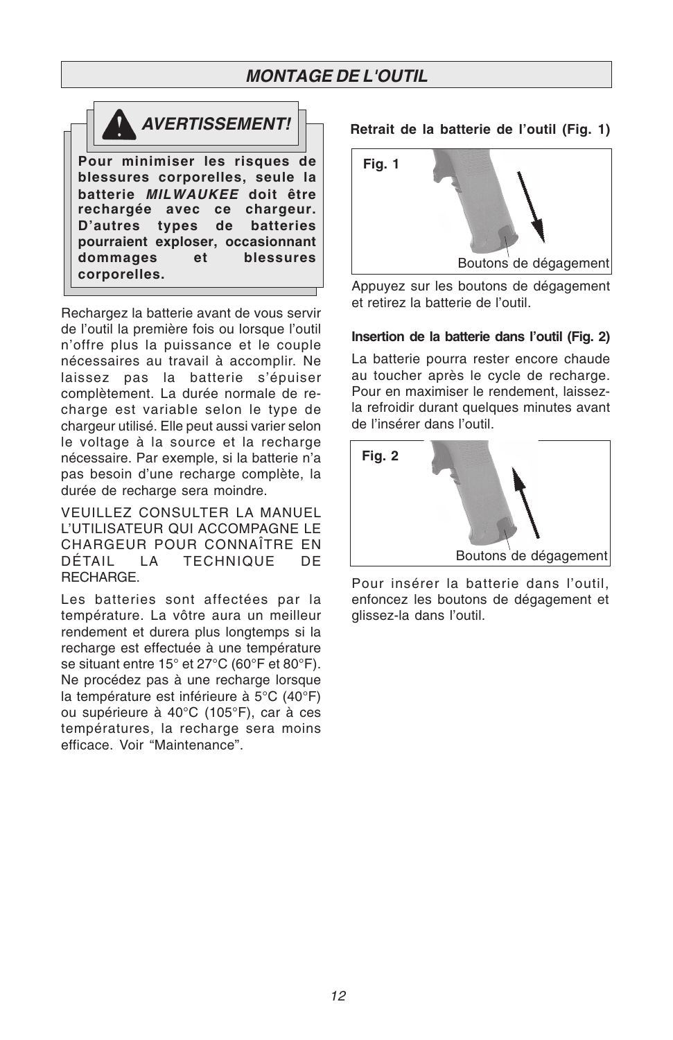## *MONTAGE DE L'OUTIL*

### *AVERTISSEMENT!*

**Pour minimiser les risques de blessures corporelles, seule la batterie *MILWAUKEE* doit être rechargée avec ce chargeur. D'autres types de batteries pourraient exploser, occasionnant dommages et blessures corporelles.**

Rechargez la batterie avant de vous servir de l'outil la première fois ou lorsque l'outil n'offre plus la puissance et le couple nécessaires au travail à accomplir. Ne laissez pas la batterie s'épuiser complètement. La durée normale de recharge est variable selon le type de chargeur utilisé. Elle peut aussi varier selon le voltage à la source et la recharge nécessaire. Par exemple, si la batterie n'a pas besoin d'une recharge complète, la durée de recharge sera moindre.

VEUILLEZ CONSULTER LA MANUEL L'UTILISATEUR QUI ACCOMPAGNE LE CHARGEUR POUR CONNAÎTRE EN DÉTAIL LA TECHNIQUE DE RECHARGE.

Les batteries sont affectées par la température. La vôtre aura un meilleur rendement et durera plus longtemps si la recharge est effectuée à une température se situant entre 15° et 27°C (60°F et 80°F). Ne procédez pas à une recharge lorsque la température est inférieure à 5°C (40°F) ou supérieure à 40°C (105°F), car à ces températures, la recharge sera moins efficace. Voir "Maintenance".

**Retrait de la batterie de l'outil (Fig. 1)**

Fig. 1

Boutons de dégagement

Appuyez sur les boutons de dégagement et retirez la batterie de l'outil.

**Insertion de la batterie dans l'outil (Fig. 2)**

La batterie pourra rester encore chaude au toucher après le cycle de recharge. Pour en maximiser le rendement, laissez-la refroidir durant quelques minutes avant de l'insérer dans l'outil.

Fig. 2

Boutons de dégagement

Pour insérer la batterie dans l'outil, enfoncez les boutons de dégagement et glissez-la dans l'outil.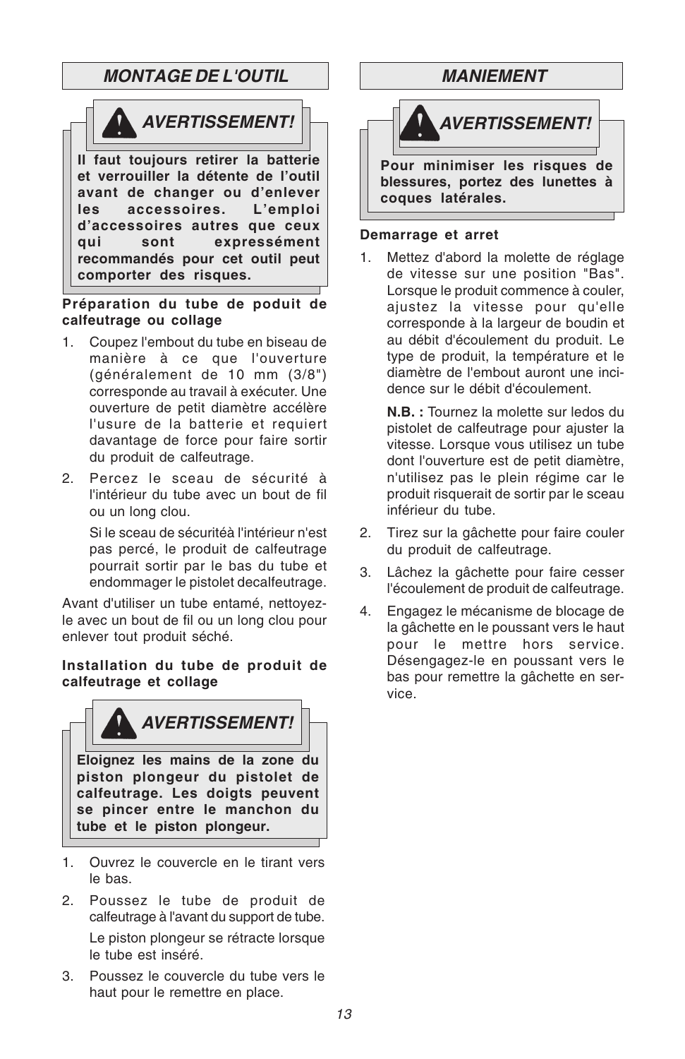## MONTAGE DE L'OUTIL

**AVERTISSEMENT!**

**Il faut toujours retirer la batterie et verrouiller la détente de l'outil avant de changer ou d'enlever les accessoires. L'emploi d'accessoires autres que ceux qui sont expressément recommandés pour cet outil peut comporter des risques.**

**Préparation du tube de poduit de calfeutrage ou collage**

1. Coupez l'embout du tube en biseau de manière à ce que l'ouverture (généralement de 10 mm (3/8")) corresponde au travail à exécuter. Une ouverture de petit diamètre accélère l'usure de la batterie et requiert davantage de force pour faire sortir du produit de calfeutrage.
2. Percez le sceau de sécurité à l'intérieur du tube avec un bout de fil ou un long clou.

   Si le sceau de sécuritéà l'intérieur n'est pas percé, le produit de calfeutrage pourrait sortir par le bas du tube et endommager le pistolet decalfeutrage.

Avant d'utiliser un tube entamé, nettoyez-le avec un bout de fil ou un long clou pour enlever tout produit séché.

**Installation du tube de produit de calfeutrage et collage**

**AVERTISSEMENT!**

**Eloignez les mains de la zone du piston plongeur du pistolet de calfeutrage. Les doigts peuvent se pincer entre le manchon du tube et le piston plongeur.**

1. Ouvrez le couvercle en le tirant vers le bas.
2. Poussez le tube de produit de calfeutrage à l'avant du support de tube.

   Le piston plongeur se rétracte lorsque le tube est inséré.
3. Poussez le couvercle du tube vers le haut pour le remettre en place.

## MANIEMENT

**AVERTISSEMENT!**

**Pour minimiser les risques de blessures, portez des lunettes à coques latérales.**

**Demarrage et arret**

1. Mettez d'abord la molette de réglage de vitesse sur une position "Bas". Lorsque le produit commence à couler, ajustez la vitesse pour qu'elle corresponde à la largeur de boudin et au débit d'écoulement du produit. Le type de produit, la température et le diamètre de l'embout auront une incidence sur le débit d'écoulement.

   **N.B. :** Tournez la molette sur ledos du pistolet de calfeutrage pour ajuster la vitesse. Lorsque vous utilisez un tube dont l'ouverture est de petit diamètre, n'utilisez pas le plein régime car le produit risquerait de sortir par le sceau inférieur du tube.
2. Tirez sur la gâchette pour faire couler du produit de calfeutrage.
3. Lâchez la gâchette pour faire cesser l'écoulement de produit de calfeutrage.
4. Engagez le mécanisme de blocage de la gâchette en le poussant vers le haut pour le mettre hors service. Désengagez-le en poussant vers le bas pour remettre la gâchette en service.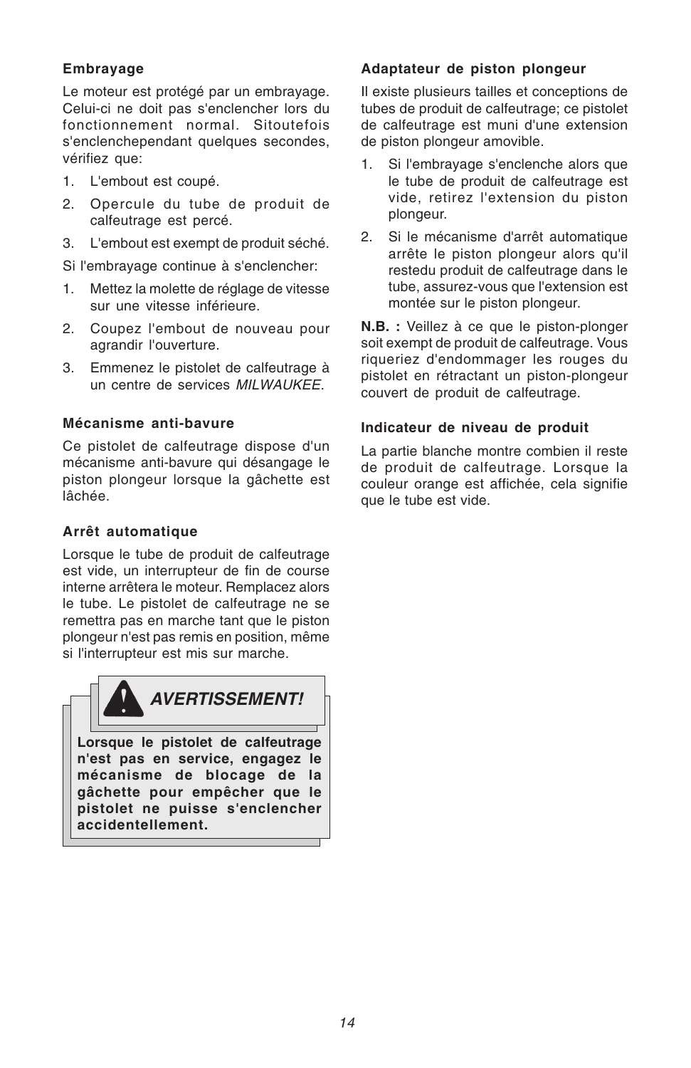### Embrayage

Le moteur est protégé par un embrayage. Celui-ci ne doit pas s'enclencher lors du fonctionnement normal. Sitoutefois s'enclenchependant quelques secondes, vérifiez que:

1. L'embout est coupé.
2. Opercule du tube de produit de calfeutrage est percé.
3. L'embout est exempt de produit séché.

Si l'embrayage continue à s'enclencher:

1. Mettez la molette de réglage de vitesse sur une vitesse inférieure.
2. Coupez l'embout de nouveau pour agrandir l'ouverture.
3. Emmenez le pistolet de calfeutrage à un centre de services *MILWAUKEE*.

### Mécanisme anti-bavure

Ce pistolet de calfeutrage dispose d'un mécanisme anti-bavure qui désangage le piston plongeur lorsque la gâchette est lâchée.

### Arrêt automatique

Lorsque le tube de produit de calfeutrage est vide, un interrupteur de fin de course interne arrêtera le moteur. Remplacez alors le tube. Le pistolet de calfeutrage ne se remettra pas en marche tant que le piston plongeur n'est pas remis en position, même si l'interrupteur est mis sur marche.

**AVERTISSEMENT!**

**Lorsque le pistolet de calfeutrage n'est pas en service, engagez le mécanisme de blocage de la gâchette pour empêcher que le pistolet ne puisse s'enclencher accidentellement.**

### Adaptateur de piston plongeur

Il existe plusieurs tailles et conceptions de tubes de produit de calfeutrage; ce pistolet de calfeutrage est muni d'une extension de piston plongeur amovible.

1. Si l'embrayage s'enclenche alors que le tube de produit de calfeutrage est vide, retirez l'extension du piston plongeur.
2. Si le mécanisme d'arrêt automatique arrête le piston plongeur alors qu'il restedu produit de calfeutrage dans le tube, assurez-vous que l'extension est montée sur le piston plongeur.

**N.B. :** Veillez à ce que le piston-plonger soit exempt de produit de calfeutrage. Vous riqueriez d'endommager les rouges du pistolet en rétractant un piston-plongeur couvert de produit de calfeutrage.

### Indicateur de niveau de produit

La partie blanche montre combien il reste de produit de calfeutrage. Lorsque la couleur orange est affichée, cela signifie que le tube est vide.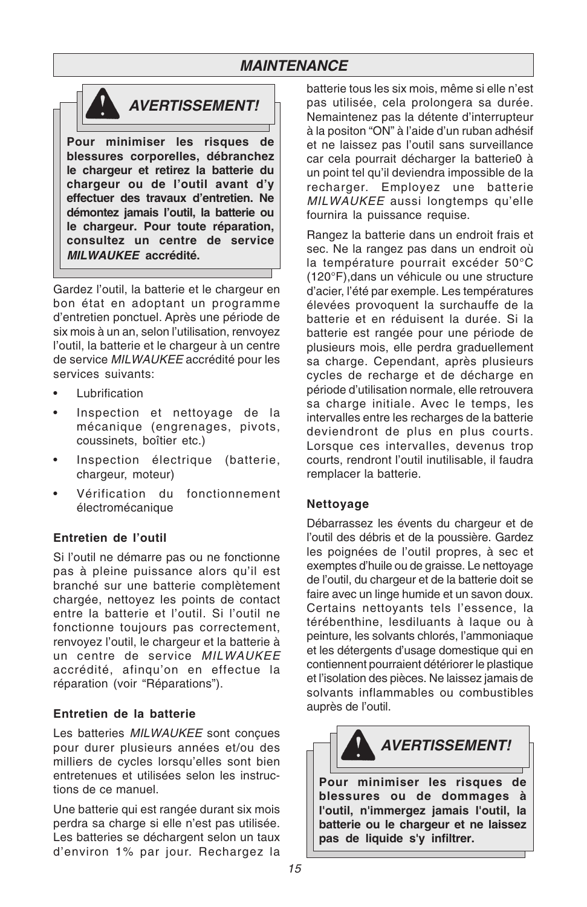## MAINTENANCE

### AVERTISSEMENT!

**Pour minimiser les risques de blessures corporelles, débranchez le chargeur et retirez la batterie du chargeur ou de l'outil avant d'y effectuer des travaux d'entretien. Ne démontez jamais l'outil, la batterie ou le chargeur. Pour toute réparation, consultez un centre de service *MILWAUKEE* accrédité.**

Gardez l'outil, la batterie et le chargeur en bon état en adoptant un programme d'entretien ponctuel. Après une période de six mois à un an, selon l'utilisation, renvoyez l'outil, la batterie et le chargeur à un centre de service *MILWAUKEE* accrédité pour les services suivants:

- Lubrification
- Inspection et nettoyage de la mécanique (engrenages, pivots, coussinets, boîtier etc.)
- Inspection électrique (batterie, chargeur, moteur)
- Vérification du fonctionnement électromécanique

**Entretien de l'outil**

Si l'outil ne démarre pas ou ne fonctionne pas à pleine puissance alors qu'il est branché sur une batterie complètement chargée, nettoyez les points de contact entre la batterie et l'outil. Si l'outil ne fonctionne toujours pas correctement, renvoyez l'outil, le chargeur et la batterie à un centre de service *MILWAUKEE* accrédité, afinqu'on en effectue la réparation (voir "Réparations").

**Entretien de la batterie**

Les batteries *MILWAUKEE* sont conçues pour durer plusieurs années et/ou des milliers de cycles lorsqu'elles sont bien entretenues et utilisées selon les instructions de ce manuel.

Une batterie qui est rangée durant six mois perdra sa charge si elle n'est pas utilisée. Les batteries se déchargent selon un taux d'environ 1% par jour. Rechargez la batterie tous les six mois, même si elle n'est pas utilisée, cela prolongera sa durée. Nemaintenez pas la détente d'interrupteur à la positon "ON" à l'aide d'un ruban adhésif et ne laissez pas l'outil sans surveillance car cela pourrait décharger la batterie0 à un point tel qu'il deviendra impossible de la recharger. Employez une batterie *MILWAUKEE* aussi longtemps qu'elle fournira la puissance requise.

Rangez la batterie dans un endroit frais et sec. Ne la rangez pas dans un endroit où la température pourrait excéder 50°C (120°F),dans un véhicule ou une structure d'acier, l'été par exemple. Les températures élevées provoquent la surchauffe de la batterie et en réduisent la durée. Si la batterie est rangée pour une période de plusieurs mois, elle perdra graduellement sa charge. Cependant, après plusieurs cycles de recharge et de décharge en période d'utilisation normale, elle retrouvera sa charge initiale. Avec le temps, les intervalles entre les recharges de la batterie deviendront de plus en plus courts. Lorsque ces intervalles, devenus trop courts, rendront l'outil inutilisable, il faudra remplacer la batterie.

**Nettoyage**

Débarrassez les évents du chargeur et de l'outil des débris et de la poussière. Gardez les poignées de l'outil propres, à sec et exemptes d'huile ou de graisse. Le nettoyage de l'outil, du chargeur et de la batterie doit se faire avec un linge humide et un savon doux. Certains nettoyants tels l'essence, la térébenthine, lesdiluants à laque ou à peinture, les solvants chlorés, l'ammoniaque et les détergents d'usage domestique qui en contiennent pourraient détériorer le plastique et l'isolation des pièces. Ne laissez jamais de solvants inflammables ou combustibles auprès de l'outil.

### AVERTISSEMENT!

**Pour minimiser les risques de blessures ou de dommages à l'outil, n'immergez jamais l'outil, la batterie ou le chargeur et ne laissez pas de liquide s'y infiltrer.**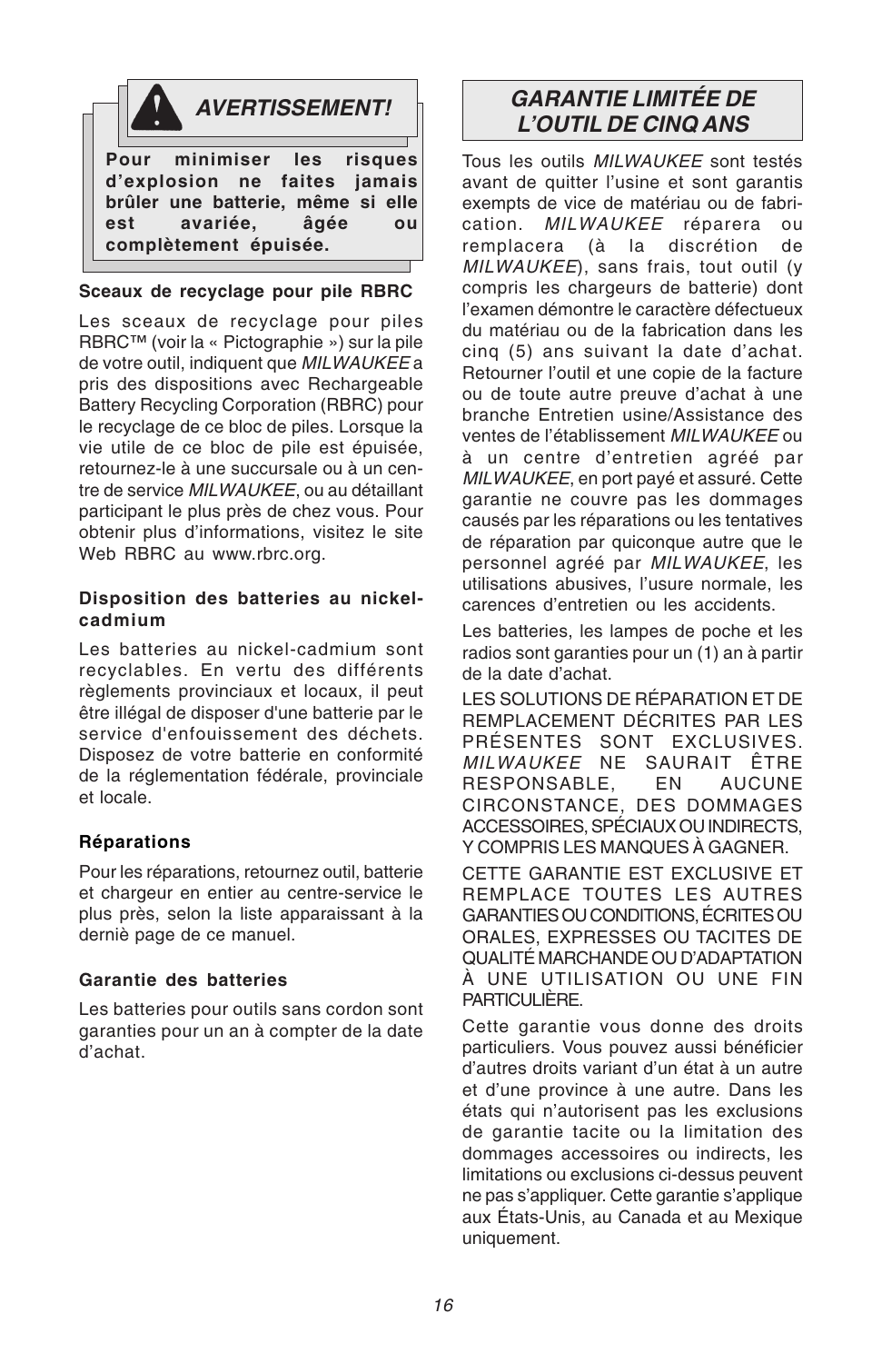## AVERTISSEMENT!

**Pour minimiser les risques d'explosion ne faites jamais brûler une batterie, même si elle est avariée, âgée ou complètement épuisée.**

**Sceaux de recyclage pour pile RBRC**

Les sceaux de recyclage pour piles RBRC™ (voir la « Pictographie ») sur la pile de votre outil, indiquent que *MILWAUKEE* a pris des dispositions avec Rechargeable Battery Recycling Corporation (RBRC) pour le recyclage de ce bloc de piles. Lorsque la vie utile de ce bloc de pile est épuisée, retournez-le à une succursale ou à un centre de service *MILWAUKEE*, ou au détaillant participant le plus près de chez vous. Pour obtenir plus d'informations, visitez le site Web RBRC au www.rbrc.org.

**Disposition des batteries au nickel-cadmium**

Les batteries au nickel-cadmium sont recyclables. En vertu des différents règlements provinciaux et locaux, il peut être illégal de disposer d'une batterie par le service d'enfouissement des déchets. Disposez de votre batterie en conformité de la réglementation fédérale, provinciale et locale.

**Réparations**

Pour les réparations, retournez outil, batterie et chargeur en entier au centre-service le plus près, selon la liste apparaissant à la dernié page de ce manuel.

**Garantie des batteries**

Les batteries pour outils sans cordon sont garanties pour un an à compter de la date d'achat.

## GARANTIE LIMITÉE DE L'OUTIL DE CINQ ANS

Tous les outils *MILWAUKEE* sont testés avant de quitter l'usine et sont garantis exempts de vice de matériau ou de fabrication. *MILWAUKEE* réparera ou remplacera (à la discrétion de *MILWAUKEE*), sans frais, tout outil (y compris les chargeurs de batterie) dont l'examen démontre le caractère défectueux du matériau ou de la fabrication dans les cinq (5) ans suivant la date d'achat. Retourner l'outil et une copie de la facture ou de toute autre preuve d'achat à une branche Entretien usine/Assistance des ventes de l'établissement *MILWAUKEE* ou à un centre d'entretien agréé par *MILWAUKEE*, en port payé et assuré. Cette garantie ne couvre pas les dommages causés par les réparations ou les tentatives de réparation par quiconque autre que le personnel agréé par *MILWAUKEE*, les utilisations abusives, l'usure normale, les carences d'entretien ou les accidents.

Les batteries, les lampes de poche et les radios sont garanties pour un (1) an à partir de la date d'achat.

LES SOLUTIONS DE RÉPARATION ET DE REMPLACEMENT DÉCRITES PAR LES PRÉSENTES SONT EXCLUSIVES. *MILWAUKEE* NE SAURAIT ÊTRE RESPONSABLE, EN AUCUNE CIRCONSTANCE, DES DOMMAGES ACCESSOIRES, SPÉCIAUX OU INDIRECTS, Y COMPRIS LES MANQUES À GAGNER.

CETTE GARANTIE EST EXCLUSIVE ET REMPLACE TOUTES LES AUTRES GARANTIES OU CONDITIONS, ÉCRITES OU ORALES, EXPRESSES OU TACITES DE QUALITÉ MARCHANDE OU D'ADAPTATION À UNE UTILISATION OU UNE FIN PARTICULIÈRE.

Cette garantie vous donne des droits particuliers. Vous pouvez aussi bénéficier d'autres droits variant d'un état à un autre et d'une province à une autre. Dans les états qui n'autorisent pas les exclusions de garantie tacite ou la limitation des dommages accessoires ou indirects, les limitations ou exclusions ci-dessus peuvent ne pas s'appliquer. Cette garantie s'applique aux États-Unis, au Canada et au Mexique uniquement.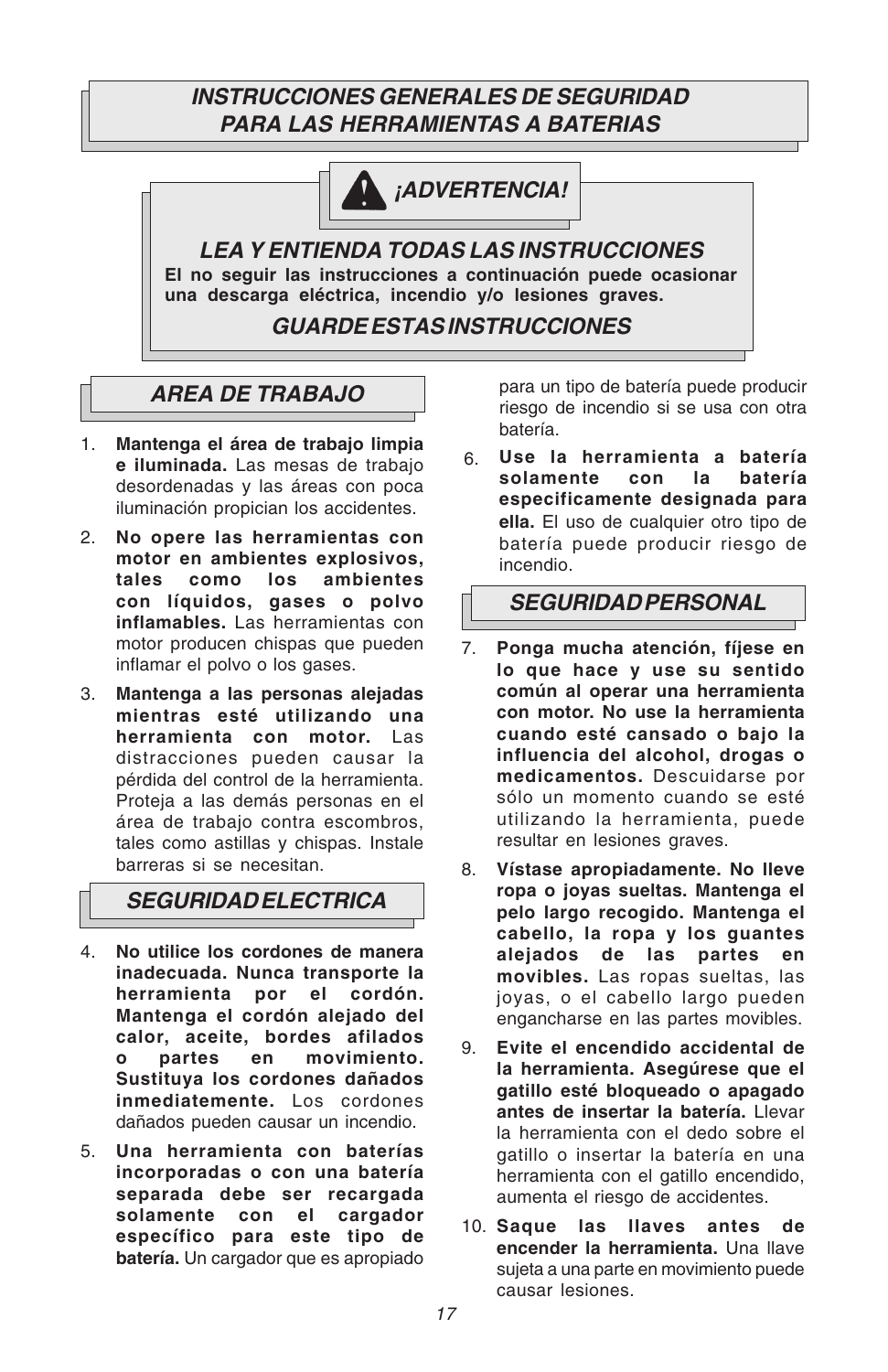# *INSTRUCCIONES GENERALES DE SEGURIDAD PARA LAS HERRAMIENTAS A BATERIAS*

## *¡ADVERTENCIA!*

## *LEA Y ENTIENDA TODAS LAS INSTRUCCIONES*

**El no seguir las instrucciones a continuación puede ocasionar una descarga eléctrica, incendio y/o lesiones graves.**

## *GUARDE ESTAS INSTRUCCIONES*

## *AREA DE TRABAJO*

1. **Mantenga el área de trabajo limpia e iluminada.** Las mesas de trabajo desordenadas y las áreas con poca iluminación propician los accidentes.
2. **No opere las herramientas con motor en ambientes explosivos, tales como los ambientes con líquidos, gases o polvo inflamables.** Las herramientas con motor producen chispas que pueden inflamar el polvo o los gases.
3. **Mantenga a las personas alejadas mientras esté utilizando una herramienta con motor.** Las distracciones pueden causar la pérdida del control de la herramienta. Proteja a las demás personas en el área de trabajo contra escombros, tales como astillas y chispas. Instale barreras si se necesitan.

## *SEGURIDAD ELECTRICA*

4. **No utilice los cordones de manera inadecuada. Nunca transporte la herramienta por el cordón. Mantenga el cordón alejado del calor, aceite, bordes afilados o partes en movimiento. Sustituya los cordones dañados inmediatemente.** Los cordones dañados pueden causar un incendio.
5. **Una herramienta con baterías incorporadas o con una batería separada debe ser recargada solamente con el cargador específico para este tipo de batería.** Un cargador que es apropiado para un tipo de batería puede producir riesgo de incendio si se usa con otra batería.
6. **Use la herramienta a batería solamente con la batería especificamente designada para ella.** El uso de cualquier otro tipo de batería puede producir riesgo de incendio.

## *SEGURIDAD PERSONAL*

7. **Ponga mucha atención, fíjese en lo que hace y use su sentido común al operar una herramienta con motor. No use la herramienta cuando esté cansado o bajo la influencia del alcohol, drogas o medicamentos.** Descuidarse por sólo un momento cuando se esté utilizando la herramienta, puede resultar en lesiones graves.
8. **Vístase apropiadamente. No lleve ropa o joyas sueltas. Mantenga el pelo largo recogido. Mantenga el cabello, la ropa y los guantes alejados de las partes en movibles.** Las ropas sueltas, las joyas, o el cabello largo pueden engancharse en las partes movibles.
9. **Evite el encendido accidental de la herramienta. Asegúrese que el gatillo esté bloqueado o apagado antes de insertar la batería.** Llevar la herramienta con el dedo sobre el gatillo o insertar la batería en una herramienta con el gatillo encendido, aumenta el riesgo de accidentes.
10. **Saque las llaves antes de encender la herramienta.** Una llave sujeta a una parte en movimiento puede causar lesiones.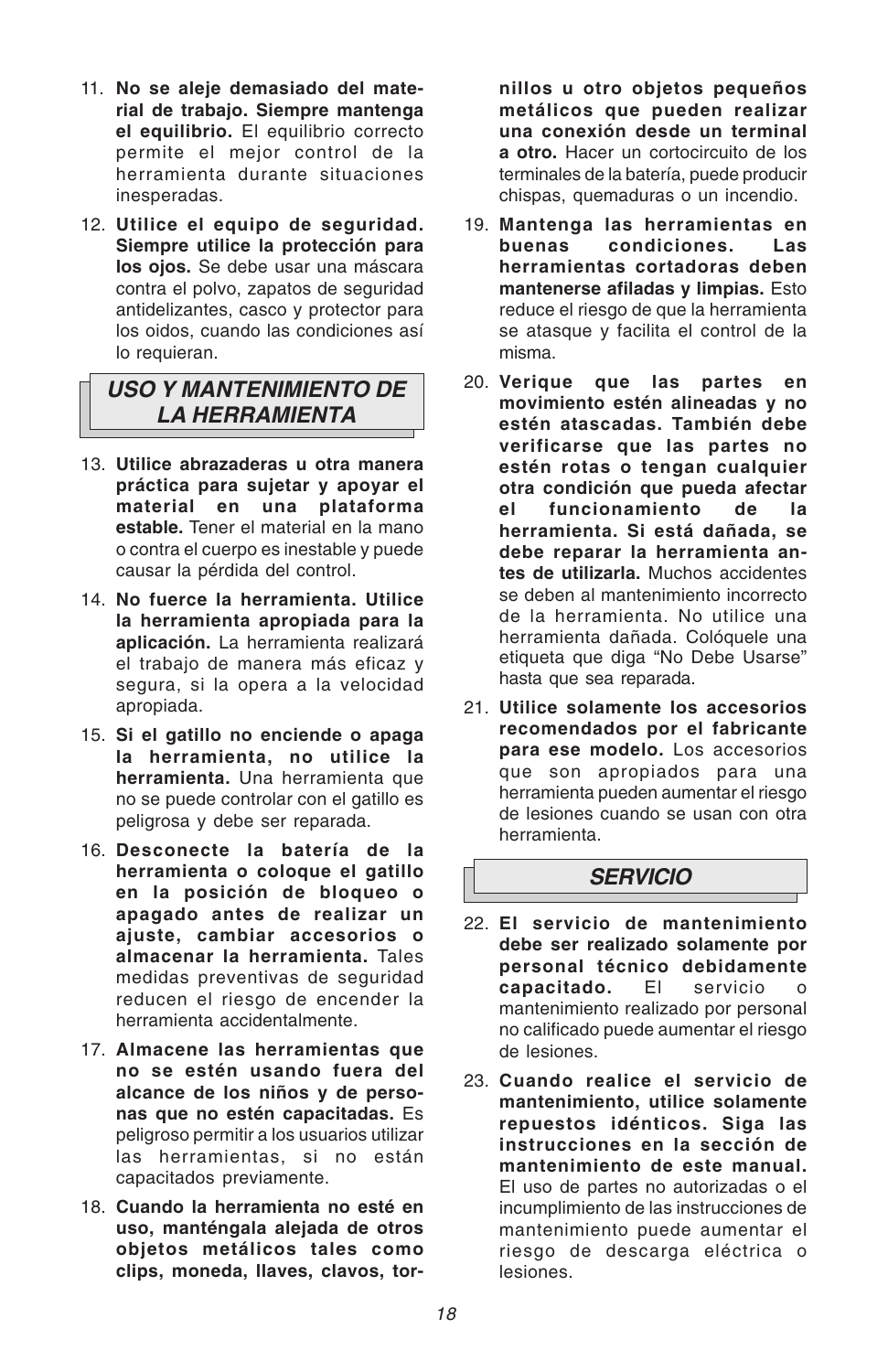11. **No se aleje demasiado del material de trabajo. Siempre mantenga el equilibrio.** El equilibrio correcto permite el mejor control de la herramienta durante situaciones inesperadas.

12. **Utilice el equipo de seguridad. Siempre utilice la protección para los ojos.** Se debe usar una máscara contra el polvo, zapatos de seguridad antideslizantes, casco y protector para los oidos, cuando las condiciones así lo requieran.

## *USO Y MANTENIMIENTO DE LA HERRAMIENTA*

13. **Utilice abrazaderas u otra manera práctica para sujetar y apoyar el material en una plataforma estable.** Tener el material en la mano o contra el cuerpo es inestable y puede causar la pérdida del control.

14. **No fuerce la herramienta. Utilice la herramienta apropiada para la aplicación.** La herramienta realizará el trabajo de manera más eficaz y segura, si la opera a la velocidad apropiada.

15. **Si el gatillo no enciende o apaga la herramienta, no utilice la herramienta.** Una herramienta que no se puede controlar con el gatillo es peligrosa y debe ser reparada.

16. **Desconecte la batería de la herramienta o coloque el gatillo en la posición de bloqueo o apagado antes de realizar un ajuste, cambiar accesorios o almacenar la herramienta.** Tales medidas preventivas de seguridad reducen el riesgo de encender la herramienta accidentalmente.

17. **Almacene las herramientas que no se estén usando fuera del alcance de los niños y de personas que no estén capacitadas.** Es peligroso permitir a los usuarios utilizar las herramientas, si no están capacitados previamente.

18. **Cuando la herramienta no esté en uso, manténgala alejada de otros objetos metálicos tales como clips, moneda, llaves, clavos, tornillos u otro objetos pequeños metálicos que pueden realizar una conexión desde un terminal a otro.** Hacer un cortocircuito de los terminales de la batería, puede producir chispas, quemaduras o un incendio.

19. **Mantenga las herramientas en buenas condiciones. Las herramientas cortadoras deben mantenerse afiladas y limpias.** Esto reduce el riesgo de que la herramienta se atasque y facilita el control de la misma.

20. **Verique que las partes en movimiento estén alineadas y no estén atascadas. También debe verificarse que las partes no estén rotas o tengan cualquier otra condición que pueda afectar el funcionamiento de la herramienta. Si está dañada, se debe reparar la herramienta antes de utilizarla.** Muchos accidentes se deben al mantenimiento incorrecto de la herramienta. No utilice una herramienta dañada. Colóquele una etiqueta que diga "No Debe Usarse" hasta que sea reparada.

21. **Utilice solamente los accesorios recomendados por el fabricante para ese modelo.** Los accesorios que son apropiados para una herramienta pueden aumentar el riesgo de lesiones cuando se usan con otra herramienta.

## *SERVICIO*

22. **El servicio de mantenimiento debe ser realizado solamente por personal técnico debidamente capacitado.** El servicio o mantenimiento realizado por personal no calificado puede aumentar el riesgo de lesiones.

23. **Cuando realice el servicio de mantenimiento, utilice solamente repuestos idénticos. Siga las instrucciones en la sección de mantenimiento de este manual.** El uso de partes no autorizadas o el incumplimiento de las instrucciones de mantenimiento puede aumentar el riesgo de descarga eléctrica o lesiones.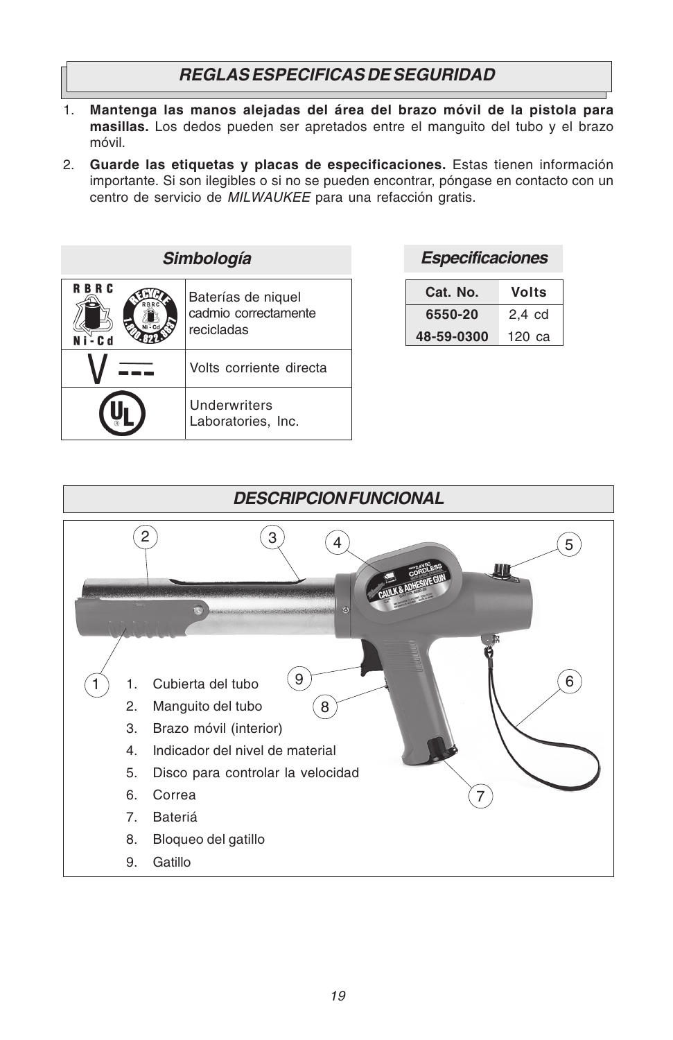## *REGLAS ESPECIFICAS DE SEGURIDAD*

1. **Mantenga las manos alejadas del área del brazo móvil de la pistola para masillas.** Los dedos pueden ser apretados entre el manguito del tubo y el brazo móvil.
2. **Guarde las etiquetas y placas de especificaciones.** Estas tienen información importante. Si son ilegibles o si no se pueden encontrar, póngase en contacto con un centro de servicio de *MILWAUKEE* para una refacción gratis.

## *Simbología*

| Símbolo | Descripción |
|---|---|
| RBRC Ni-Cd / RECYCLE 1.800.822.8837 | Baterías de niquel cadmio correctamente recicladas |
| V ⎓ | Volts corriente directa |
| UL | Underwriters Laboratories, Inc. |

## *Especificaciones*

| Cat. No. | Volts |
|---|---|
| 6550-20 | 2,4 cd |
| 48-59-0300 | 120 ca |

## *DESCRIPCION FUNCIONAL*

1. Cubierta del tubo
2. Manguito del tubo
3. Brazo móvil (interior)
4. Indicador del nivel de material
5. Disco para controlar la velocidad
6. Correa
7. Bateriá
8. Bloqueo del gatillo
9. Gatillo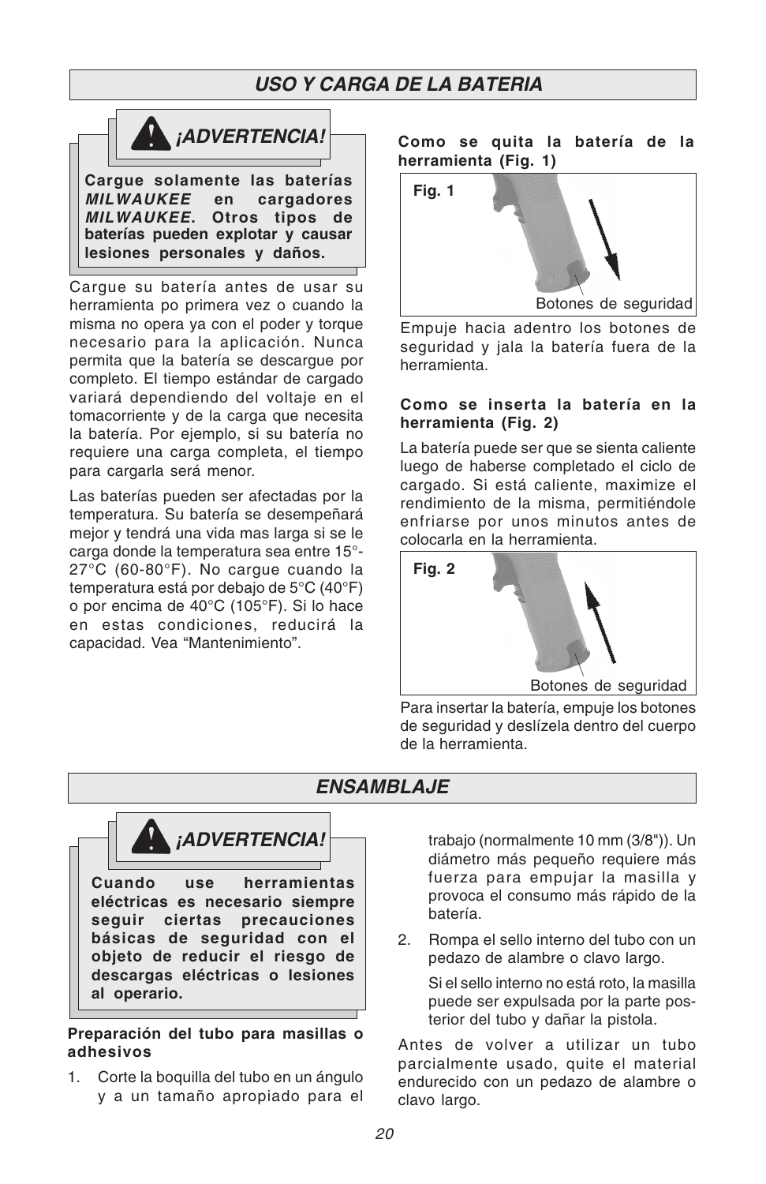## *USO Y CARGA DE LA BATERIA*

### *¡ADVERTENCIA!*

**Cargue solamente las baterías *MILWAUKEE* en cargadores *MILWAUKEE*. Otros tipos de baterías pueden explotar y causar lesiones personales y daños.**

Cargue su batería antes de usar su herramienta po primera vez o cuando la misma no opera ya con el poder y torque necesario para la aplicación. Nunca permita que la batería se descargue por completo. El tiempo estándar de cargado variará dependiendo del voltaje en el tomacorriente y de la carga que necesita la batería. Por ejemplo, si su batería no requiere una carga completa, el tiempo para cargarla será menor.

Las baterías pueden ser afectadas por la temperatura. Su batería se desempeñará mejor y tendrá una vida mas larga si se le carga donde la temperatura sea entre 15°-27°C (60-80°F). No cargue cuando la temperatura está por debajo de 5°C (40°F) o por encima de 40°C (105°F). Si lo hace en estas condiciones, reducirá la capacidad. Vea “Mantenimiento”.

**Como se quita la batería de la herramienta (Fig. 1)**

Fig. 1

Botones de seguridad

Empuje hacia adentro los botones de seguridad y jala la batería fuera de la herramienta.

**Como se inserta la batería en la herramienta (Fig. 2)**

La batería puede ser que se sienta caliente luego de haberse completado el ciclo de cargado. Si está caliente, maximize el rendimiento de la misma, permitiéndole enfriarse por unos minutos antes de colocarla en la herramienta.

Fig. 2

Botones de seguridad

Para insertar la batería, empuje los botones de seguridad y deslízela dentro del cuerpo de la herramienta.

## *ENSAMBLAJE*

### *¡ADVERTENCIA!*

**Cuando use herramientas eléctricas es necesario siempre seguir ciertas precauciones básicas de seguridad con el objeto de reducir el riesgo de descargas eléctricas o lesiones al operario.**

**Preparación del tubo para masillas o adhesivos**

1. Corte la boquilla del tubo en un ángulo y a un tamaño apropiado para el trabajo (normalmente 10 mm (3/8")). Un diámetro más pequeño requiere más fuerza para empujar la masilla y provoca el consumo más rápido de la batería.
2. Rompa el sello interno del tubo con un pedazo de alambre o clavo largo.

   Si el sello interno no está roto, la masilla puede ser expulsada por la parte posterior del tubo y dañar la pistola.

Antes de volver a utilizar un tubo parcialmente usado, quite el material endurecido con un pedazo de alambre o clavo largo.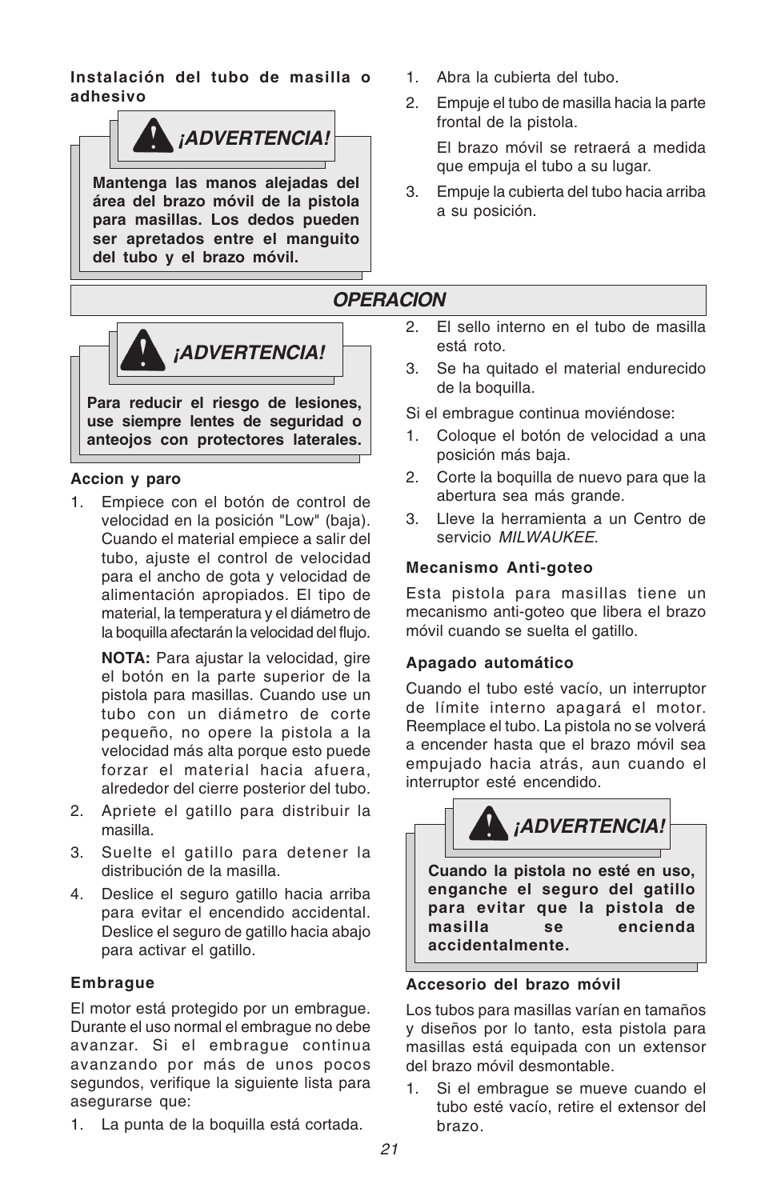**Instalación del tubo de masilla o adhesivo**

> **¡ADVERTENCIA!**
>
> **Mantenga las manos alejadas del área del brazo móvil de la pistola para masillas. Los dedos pueden ser apretados entre el manguito del tubo y el brazo móvil.**

1. Abra la cubierta del tubo.
2. Empuje el tubo de masilla hacia la parte frontal de la pistola.

   El brazo móvil se retraerá a medida que empuja el tubo a su lugar.
3. Empuje la cubierta del tubo hacia arriba a su posición.

## OPERACION

> **¡ADVERTENCIA!**
>
> **Para reducir el riesgo de lesiones, use siempre lentes de seguridad o anteojos con protectores laterales.**

**Accion y paro**

1. Empiece con el botón de control de velocidad en la posición "Low" (baja). Cuando el material empiece a salir del tubo, ajuste el control de velocidad para el ancho de gota y velocidad de alimentación apropiados. El tipo de material, la temperatura y el diámetro de la boquilla afectarán la velocidad del flujo.

   **NOTA:** Para ajustar la velocidad, gire el botón en la parte superior de la pistola para masillas. Cuando use un tubo con un diámetro de corte pequeño, no opere la pistola a la velocidad más alta porque esto puede forzar el material hacia afuera, alrededor del cierre posterior del tubo.
2. Apriete el gatillo para distribuir la masilla.
3. Suelte el gatillo para detener la distribución de la masilla.
4. Deslice el seguro gatillo hacia arriba para evitar el encendido accidental. Deslice el seguro de gatillo hacia abajo para activar el gatillo.

**Embrague**

El motor está protegido por un embrague. Durante el uso normal el embrague no debe avanzar. Si el embrague continua avanzando por más de unos pocos segundos, verifique la siguiente lista para asegurarse que:

1. La punta de la boquilla está cortada.
2. El sello interno en el tubo de masilla está roto.
3. Se ha quitado el material endurecido de la boquilla.

Si el embrague continua moviéndose:

1. Coloque el botón de velocidad a una posición más baja.
2. Corte la boquilla de nuevo para que la abertura sea más grande.
3. Lleve la herramienta a un Centro de servicio *MILWAUKEE*.

**Mecanismo Anti-goteo**

Esta pistola para masillas tiene un mecanismo anti-goteo que libera el brazo móvil cuando se suelta el gatillo.

**Apagado automático**

Cuando el tubo esté vacío, un interruptor de límite interno apagará el motor. Reemplace el tubo. La pistola no se volverá a encender hasta que el brazo móvil sea empujado hacia atrás, aun cuando el interruptor esté encendido.

> **¡ADVERTENCIA!**
>
> **Cuando la pistola no esté en uso, enganche el seguro del gatillo para evitar que la pistola de masilla se encienda accidentalmente.**

**Accesorio del brazo móvil**

Los tubos para masillas varían en tamaños y diseños por lo tanto, esta pistola para masillas está equipada con un extensor del brazo móvil desmontable.

1. Si el embrague se mueve cuando el tubo esté vacío, retire el extensor del brazo.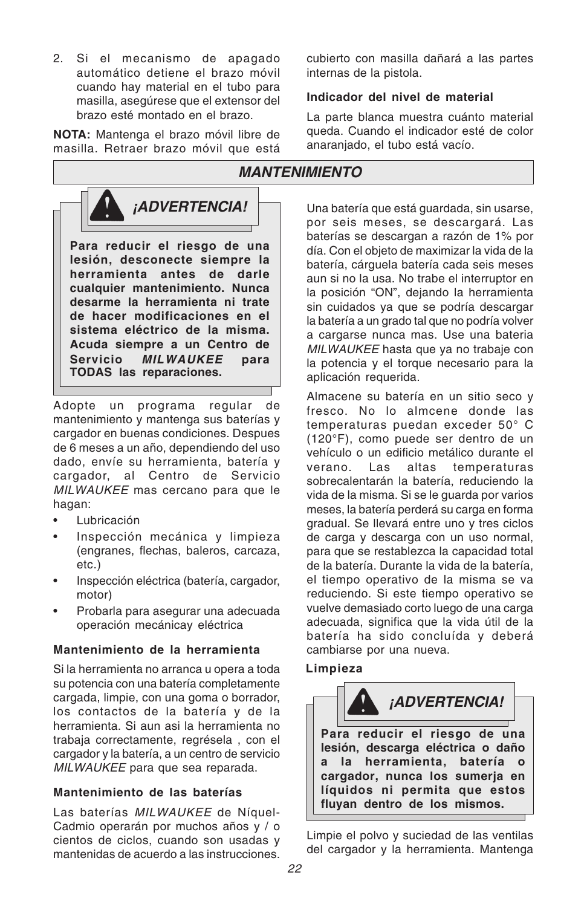2. Si el mecanismo de apagado automático detiene el brazo móvil cuando hay material en el tubo para masilla, asegúrese que el extensor del brazo esté montado en el brazo.

**NOTA:** Mantenga el brazo móvil libre de masilla. Retraer brazo móvil que está cubierto con masilla dañará a las partes internas de la pistola.

**Indicador del nivel de material**

La parte blanca muestra cuánto material queda. Cuando el indicador esté de color anaranjado, el tubo está vacío.

## *MANTENIMIENTO*

### *¡ADVERTENCIA!*

**Para reducir el riesgo de una lesión, desconecte siempre la herramienta antes de darle cualquier mantenimiento. Nunca desarme la herramienta ni trate de hacer modificaciones en el sistema eléctrico de la misma. Acuda siempre a un Centro de Servicio *MILWAUKEE* para TODAS las reparaciones.**

Adopte un programa regular de mantenimiento y mantenga sus baterías y cargador en buenas condiciones. Despues de 6 meses a un año, dependiendo del uso dado, envíe su herramienta, batería y cargador, al Centro de Servicio *MILWAUKEE* mas cercano para que le hagan:

- Lubricación
- Inspección mecánica y limpieza (engranes, flechas, baleros, carcaza, etc.)
- Inspección eléctrica (batería, cargador, motor)
- Probarla para asegurar una adecuada operación mecánicay eléctrica

**Mantenimiento de la herramienta**

Si la herramienta no arranca u opera a toda su potencia con una batería completamente cargada, limpie, con una goma o borrador, los contactos de la batería y de la herramienta. Si aun asi la herramienta no trabaja correctamente, regrésela , con el cargador y la batería, a un centro de servicio *MILWAUKEE* para que sea reparada.

**Mantenimiento de las baterías**

Las baterías *MILWAUKEE* de Níquel-Cadmio operarán por muchos años y / o cientos de ciclos, cuando son usadas y mantenidas de acuerdo a las instrucciones.

Una batería que está guardada, sin usarse, por seis meses, se descargará. Las baterías se descargan a razón de 1% por día. Con el objeto de maximizar la vida de la batería, cárguela batería cada seis meses aun si no la usa. No trabe el interruptor en la posición "ON", dejando la herramienta sin cuidados ya que se podría descargar la batería a un grado tal que no podría volver a cargarse nunca mas. Use una bateria *MILWAUKEE* hasta que ya no trabaje con la potencia y el torque necesario para la aplicación requerida.

Almacene su batería en un sitio seco y fresco. No lo almcene donde las temperaturas puedan exceder 50° C (120°F), como puede ser dentro de un vehículo o un edificio metálico durante el verano. Las altas temperaturas sobrecalentarán la batería, reduciendo la vida de la misma. Si se le guarda por varios meses, la batería perderá su carga en forma gradual. Se llevará entre uno y tres ciclos de carga y descarga con un uso normal, para que se restablezca la capacidad total de la batería. Durante la vida de la batería, el tiempo operativo de la misma se va reduciendo. Si este tiempo operativo se vuelve demasiado corto luego de una carga adecuada, significa que la vida útil de la batería ha sido concluída y deberá cambiarse por una nueva.

**Limpieza**

### *¡ADVERTENCIA!*

**Para reducir el riesgo de una lesión, descarga eléctrica o daño a la herramienta, batería o cargador, nunca los sumerja en líquidos ni permita que estos fluyan dentro de los mismos.**

Limpie el polvo y suciedad de las ventilas del cargador y la herramienta. Mantenga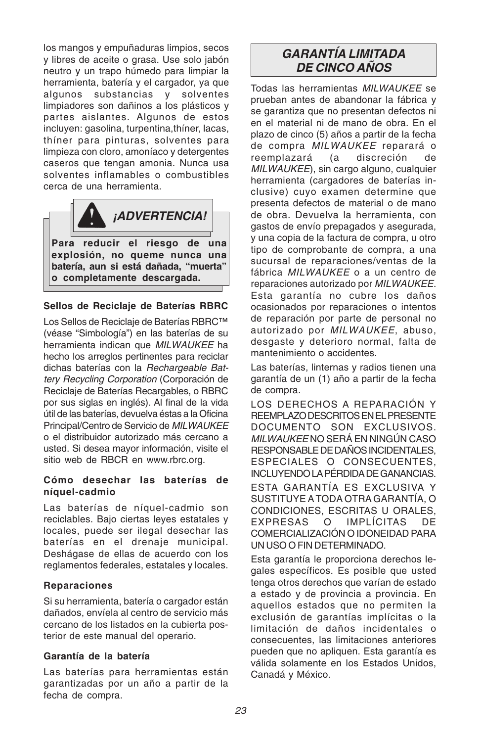los mangos y empuñaduras limpios, secos y libres de aceite o grasa. Use solo jabón neutro y un trapo húmedo para limpiar la herramienta, batería y el cargador, ya que algunos substancias y solventes limpiadores son dañinos a los plásticos y partes aislantes. Algunos de estos incluyen: gasolina, turpentina,thíner, lacas, thíner para pinturas, solventes para limpieza con cloro, amoníaco y detergentes caseros que tengan amonia. Nunca usa solventes inflamables o combustibles cerca de una herramienta.

**¡ADVERTENCIA!**

**Para reducir el riesgo de una explosión, no queme nunca una batería, aun si está dañada, "muerta" o completamente descargada.**

**Sellos de Reciclaje de Baterías RBRC**

Los Sellos de Reciclaje de Baterías RBRC™ (véase "Simbología") en las baterías de su herramienta indican que *MILWAUKEE* ha hecho los arreglos pertinentes para reciclar dichas baterías con la *Rechargeable Battery Recycling Corporation* (Corporación de Reciclaje de Baterías Recargables, o RBRC por sus siglas en inglés). Al final de la vida útil de las baterías, devuelva éstas a la Oficina Principal/Centro de Servicio de *MILWAUKEE* o el distribuidor autorizado más cercano a usted. Si desea mayor información, visite el sitio web de RBCR en www.rbrc.org.

**Cómo desechar las baterías de níquel-cadmio**

Las baterías de níquel-cadmio son reciclables. Bajo ciertas leyes estatales y locales, puede ser ilegal desechar las baterías en el drenaje municipal. Deshágase de ellas de acuerdo con los reglamentos federales, estatales y locales.

**Reparaciones**

Si su herramienta, batería o cargador están dañados, envíela al centro de servicio más cercano de los listados en la cubierta posterior de este manual del operario.

**Garantía de la batería**

Las baterías para herramientas están garantizadas por un año a partir de la fecha de compra.

## *GARANTÍA LIMITADA DE CINCO AÑOS*

Todas las herramientas *MILWAUKEE* se prueban antes de abandonar la fábrica y se garantiza que no presentan defectos ni en el material ni de mano de obra. En el plazo de cinco (5) años a partir de la fecha de compra *MILWAUKEE* reparará o reemplazará (a discreción de *MILWAUKEE*), sin cargo alguno, cualquier herramienta (cargadores de baterías inclusive) cuyo examen determine que presenta defectos de material o de mano de obra. Devuelva la herramienta, con gastos de envío prepagados y asegurada, y una copia de la factura de compra, u otro tipo de comprobante de compra, a una sucursal de reparaciones/ventas de la fábrica *MILWAUKEE* o a un centro de reparaciones autorizado por *MILWAUKEE*. Esta garantía no cubre los daños ocasionados por reparaciones o intentos de reparación por parte de personal no autorizado por *MILWAUKEE*, abuso, desgaste y deterioro normal, falta de mantenimiento o accidentes.

Las baterías, linternas y radios tienen una garantía de un (1) año a partir de la fecha de compra.

LOS DERECHOS A REPARACIÓN Y REEMPLAZO DESCRITOS EN EL PRESENTE DOCUMENTO SON EXCLUSIVOS. *MILWAUKEE* NO SERÁ EN NINGÚN CASO RESPONSABLE DE DAÑOS INCIDENTALES, ESPECIALES O CONSECUENTES, INCLUYENDO LA PÉRDIDA DE GANANCIAS.

ESTA GARANTÍA ES EXCLUSIVA Y SUSTITUYE A TODA OTRA GARANTÍA, O CONDICIONES, ESCRITAS U ORALES, EXPRESAS O IMPLÍCITAS DE COMERCIALIZACIÓN O IDONEIDAD PARA UN USO O FIN DETERMINADO.

Esta garantía le proporciona derechos legales específicos. Es posible que usted tenga otros derechos que varían de estado a estado y de provincia a provincia. En aquellos estados que no permiten la exclusión de garantías implícitas o la limitación de daños incidentales o consecuentes, las limitaciones anteriores pueden que no apliquen. Esta garantía es válida solamente en los Estados Unidos, Canadá y México.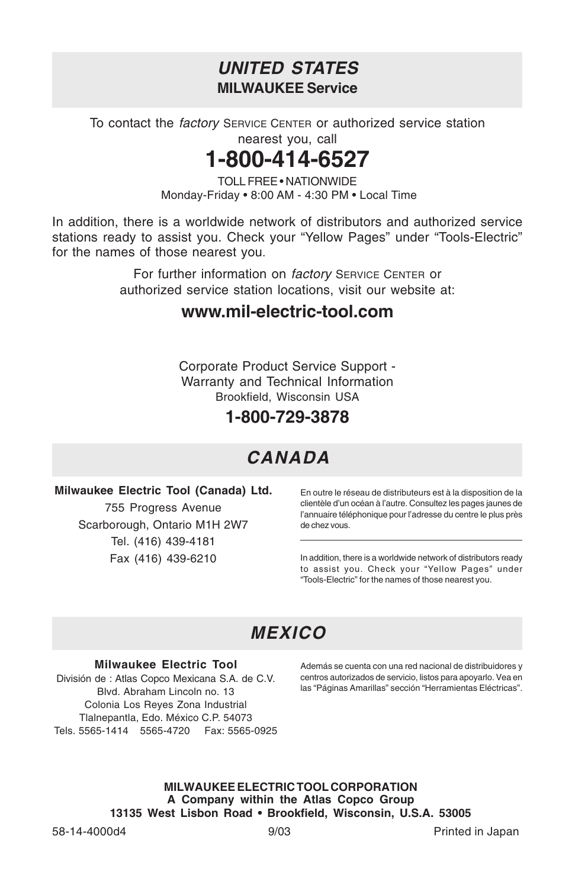## *UNITED STATES*

**MILWAUKEE Service**

To contact the *factory* Service Center or authorized service station nearest you, call

# 1-800-414-6527

TOLL FREE • NATIONWIDE
Monday-Friday • 8:00 AM - 4:30 PM • Local Time

In addition, there is a worldwide network of distributors and authorized service stations ready to assist you. Check your "Yellow Pages" under "Tools-Electric" for the names of those nearest you.

For further information on *factory* Service Center or authorized service station locations, visit our website at:

**www.mil-electric-tool.com**

Corporate Product Service Support -
Warranty and Technical Information
Brookfield, Wisconsin USA

**1-800-729-3878**

## *CANADA*

**Milwaukee Electric Tool (Canada) Ltd.**
755 Progress Avenue
Scarborough, Ontario M1H 2W7
Tel. (416) 439-4181
Fax (416) 439-6210

En outre le réseau de distributeurs est à la disposition de la clientèle d'un océan à l'autre. Consultez les pages jaunes de l'annuaire téléphonique pour l'adresse du centre le plus près de chez vous.

In addition, there is a worldwide network of distributors ready to assist you. Check your "Yellow Pages" under "Tools-Electric" for the names of those nearest you.

## *MEXICO*

**Milwaukee Electric Tool**
División de : Atlas Copco Mexicana S.A. de C.V.
Blvd. Abraham Lincoln no. 13
Colonia Los Reyes Zona Industrial
Tlalnepantla, Edo. México C.P. 54073
Tels. 5565-1414 5565-4720 Fax: 5565-0925

Además se cuenta con una red nacional de distribuidores y centros autorizados de servicio, listos para apoyarlo. Vea en las "Páginas Amarillas" sección "Herramientas Eléctricas".

**MILWAUKEE ELECTRIC TOOL CORPORATION**
**A Company within the Atlas Copco Group**
**13135 West Lisbon Road • Brookfield, Wisconsin, U.S.A. 53005**

58-14-4000d4 9/03 Printed in Japan